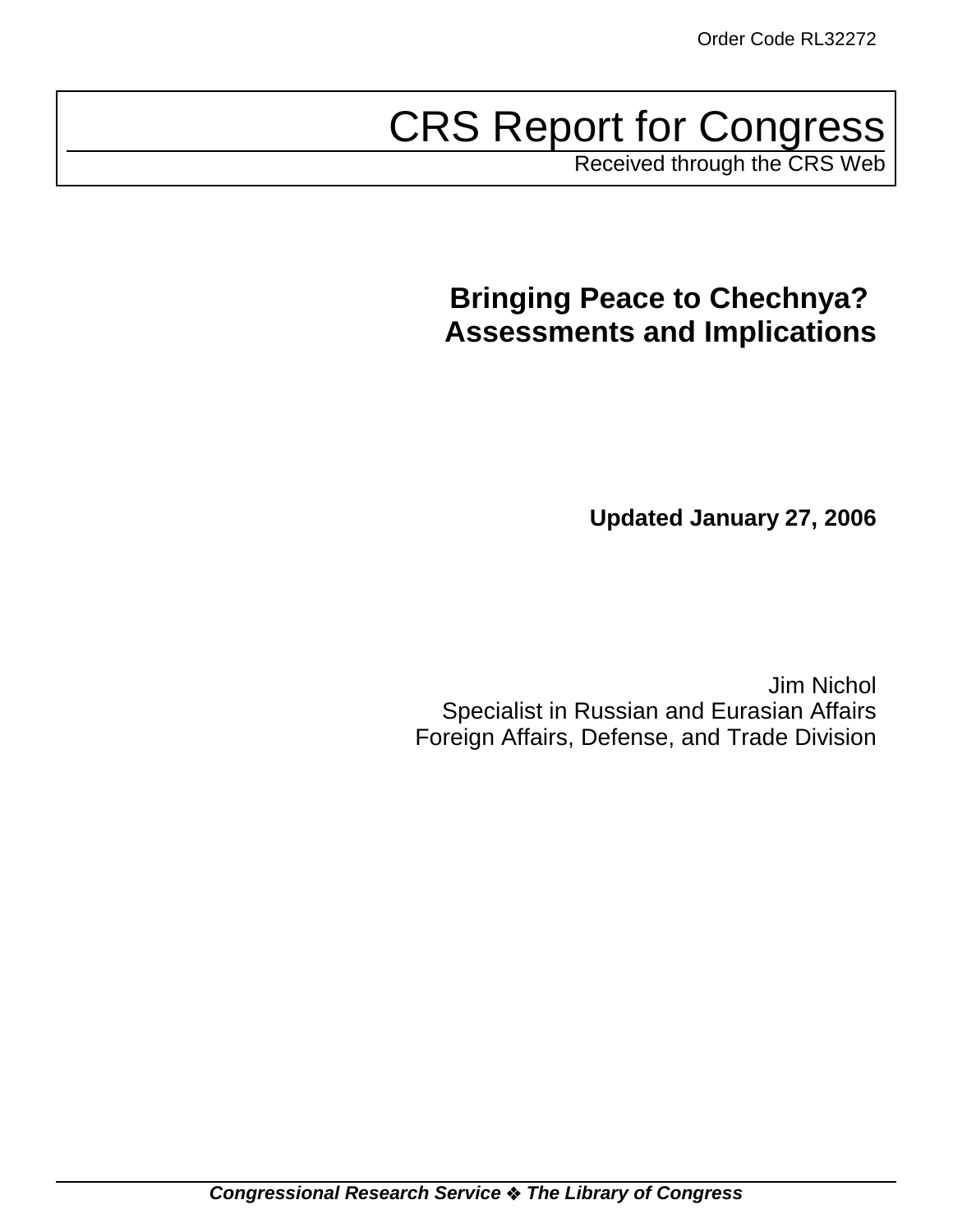Order Code RL32272

# CRS Report for Congress

Received through the CRS Web

## Bringing Peace to Chechnya? Assessments and Implications

**Updated January 27, 2006**

Jim Nichol
Specialist in Russian and Eurasian Affairs
Foreign Affairs, Defense, and Trade Division

***Congressional Research Service ❖ The Library of Congress***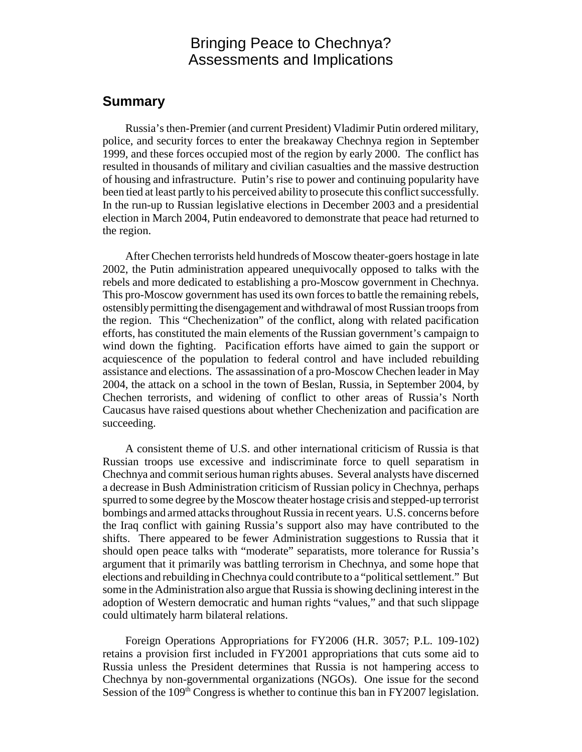# Bringing Peace to Chechnya? Assessments and Implications

## Summary

Russia's then-Premier (and current President) Vladimir Putin ordered military, police, and security forces to enter the breakaway Chechnya region in September 1999, and these forces occupied most of the region by early 2000. The conflict has resulted in thousands of military and civilian casualties and the massive destruction of housing and infrastructure. Putin's rise to power and continuing popularity have been tied at least partly to his perceived ability to prosecute this conflict successfully. In the run-up to Russian legislative elections in December 2003 and a presidential election in March 2004, Putin endeavored to demonstrate that peace had returned to the region.

After Chechen terrorists held hundreds of Moscow theater-goers hostage in late 2002, the Putin administration appeared unequivocally opposed to talks with the rebels and more dedicated to establishing a pro-Moscow government in Chechnya. This pro-Moscow government has used its own forces to battle the remaining rebels, ostensibly permitting the disengagement and withdrawal of most Russian troops from the region. This "Chechenization" of the conflict, along with related pacification efforts, has constituted the main elements of the Russian government's campaign to wind down the fighting. Pacification efforts have aimed to gain the support or acquiescence of the population to federal control and have included rebuilding assistance and elections. The assassination of a pro-Moscow Chechen leader in May 2004, the attack on a school in the town of Beslan, Russia, in September 2004, by Chechen terrorists, and widening of conflict to other areas of Russia's North Caucasus have raised questions about whether Chechenization and pacification are succeeding.

A consistent theme of U.S. and other international criticism of Russia is that Russian troops use excessive and indiscriminate force to quell separatism in Chechnya and commit serious human rights abuses. Several analysts have discerned a decrease in Bush Administration criticism of Russian policy in Chechnya, perhaps spurred to some degree by the Moscow theater hostage crisis and stepped-up terrorist bombings and armed attacks throughout Russia in recent years. U.S. concerns before the Iraq conflict with gaining Russia's support also may have contributed to the shifts. There appeared to be fewer Administration suggestions to Russia that it should open peace talks with "moderate" separatists, more tolerance for Russia's argument that it primarily was battling terrorism in Chechnya, and some hope that elections and rebuilding in Chechnya could contribute to a "political settlement." But some in the Administration also argue that Russia is showing declining interest in the adoption of Western democratic and human rights "values," and that such slippage could ultimately harm bilateral relations.

Foreign Operations Appropriations for FY2006 (H.R. 3057; P.L. 109-102) retains a provision first included in FY2001 appropriations that cuts some aid to Russia unless the President determines that Russia is not hampering access to Chechnya by non-governmental organizations (NGOs). One issue for the second Session of the 109th Congress is whether to continue this ban in FY2007 legislation.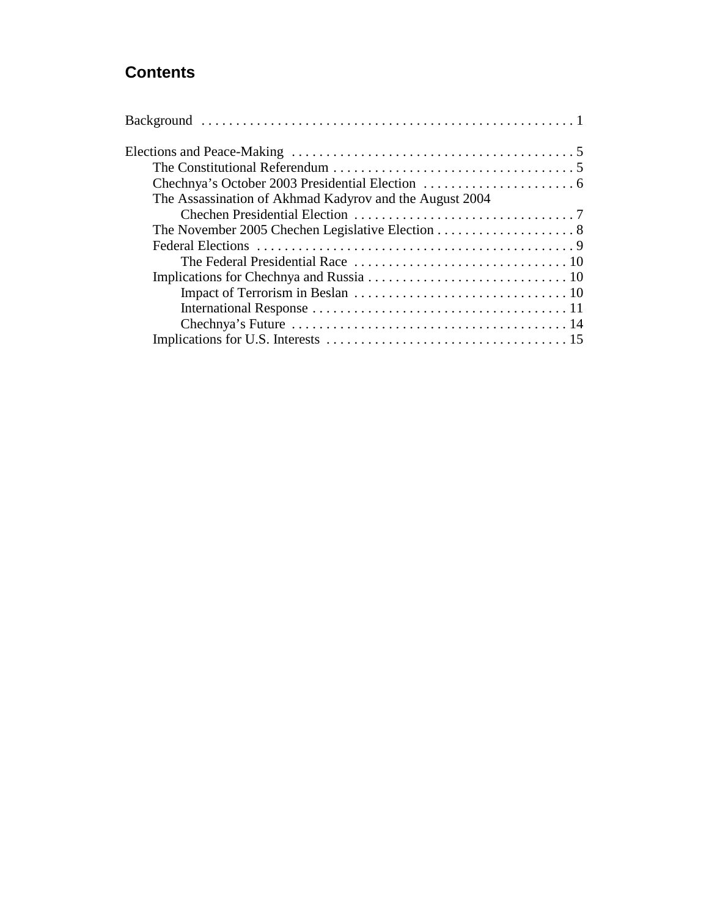## Contents

Background . . . . . . . . . . . . . . . . . . . . . . . . . . . . . . . . . . . . . . . . . . . . . . . . . . . . 1

Elections and Peace-Making . . . . . . . . . . . . . . . . . . . . . . . . . . . . . . . . . . . . . . . . . 5
- The Constitutional Referendum . . . . . . . . . . . . . . . . . . . . . . . . . . . . . . . . . . . 5
- Chechnya's October 2003 Presidential Election . . . . . . . . . . . . . . . . . . . . . . 6
- The Assassination of Akhmad Kadyrov and the August 2004 Chechen Presidential Election . . . . . . . . . . . . . . . . . . . . . . . . . . . . . . . . 7
- The November 2005 Chechen Legislative Election . . . . . . . . . . . . . . . . . . . . 8
- Federal Elections . . . . . . . . . . . . . . . . . . . . . . . . . . . . . . . . . . . . . . . . . . . . . . 9
  - The Federal Presidential Race . . . . . . . . . . . . . . . . . . . . . . . . . . . . . . . 10
- Implications for Chechnya and Russia . . . . . . . . . . . . . . . . . . . . . . . . . . . . . 10
  - Impact of Terrorism in Beslan . . . . . . . . . . . . . . . . . . . . . . . . . . . . . . . 10
  - International Response . . . . . . . . . . . . . . . . . . . . . . . . . . . . . . . . . . . . . 11
  - Chechnya's Future . . . . . . . . . . . . . . . . . . . . . . . . . . . . . . . . . . . . . . . . 14
- Implications for U.S. Interests . . . . . . . . . . . . . . . . . . . . . . . . . . . . . . . . . . . 15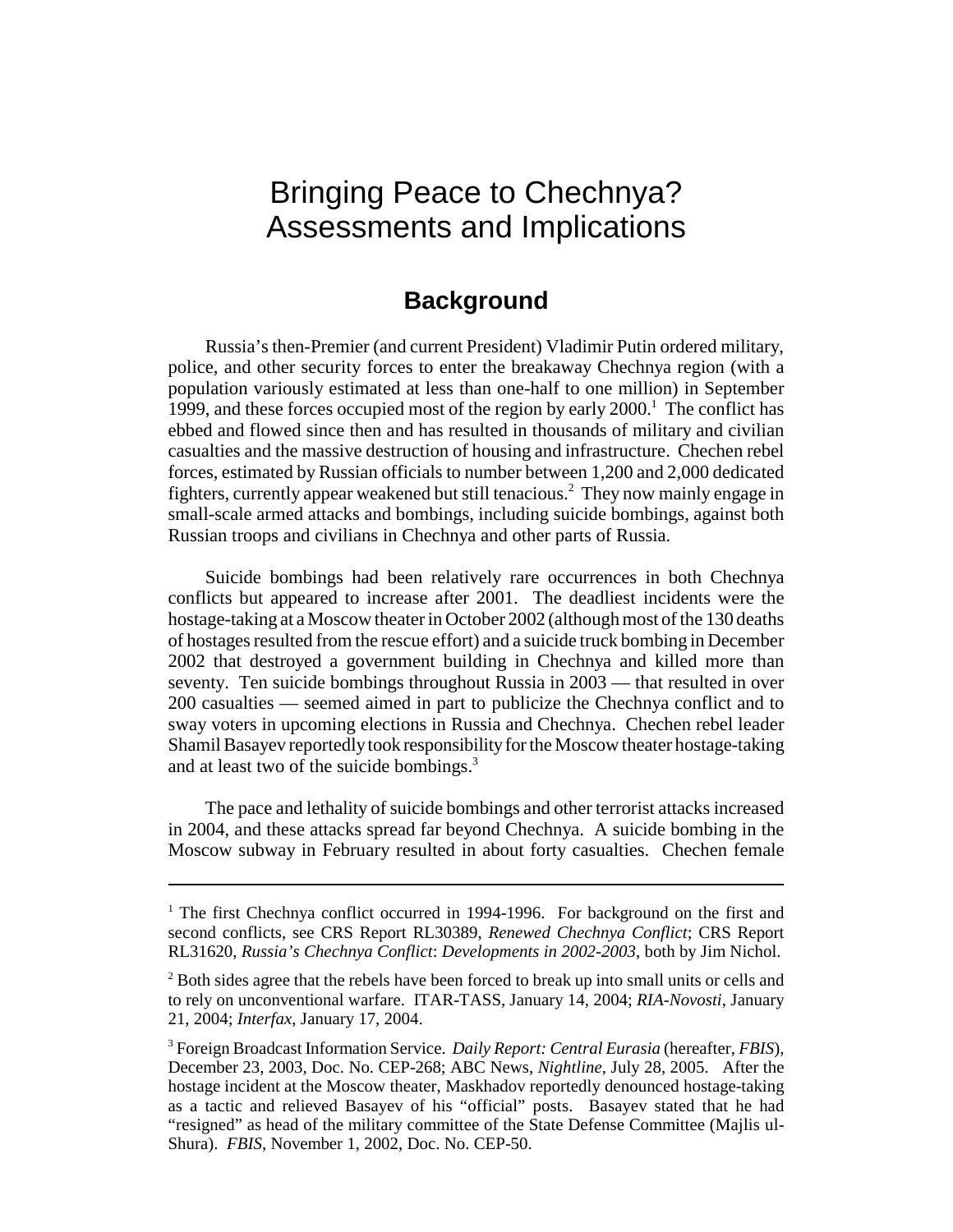# Bringing Peace to Chechnya? Assessments and Implications

## Background

Russia's then-Premier (and current President) Vladimir Putin ordered military, police, and other security forces to enter the breakaway Chechnya region (with a population variously estimated at less than one-half to one million) in September 1999, and these forces occupied most of the region by early 2000.[1] The conflict has ebbed and flowed since then and has resulted in thousands of military and civilian casualties and the massive destruction of housing and infrastructure. Chechen rebel forces, estimated by Russian officials to number between 1,200 and 2,000 dedicated fighters, currently appear weakened but still tenacious.[2] They now mainly engage in small-scale armed attacks and bombings, including suicide bombings, against both Russian troops and civilians in Chechnya and other parts of Russia.

Suicide bombings had been relatively rare occurrences in both Chechnya conflicts but appeared to increase after 2001. The deadliest incidents were the hostage-taking at a Moscow theater in October 2002 (although most of the 130 deaths of hostages resulted from the rescue effort) and a suicide truck bombing in December 2002 that destroyed a government building in Chechnya and killed more than seventy. Ten suicide bombings throughout Russia in 2003 — that resulted in over 200 casualties — seemed aimed in part to publicize the Chechnya conflict and to sway voters in upcoming elections in Russia and Chechnya. Chechen rebel leader Shamil Basayev reportedly took responsibility for the Moscow theater hostage-taking and at least two of the suicide bombings.[3]

The pace and lethality of suicide bombings and other terrorist attacks increased in 2004, and these attacks spread far beyond Chechnya. A suicide bombing in the Moscow subway in February resulted in about forty casualties. Chechen female

---

[1] The first Chechnya conflict occurred in 1994-1996. For background on the first and second conflicts, see CRS Report RL30389, *Renewed Chechnya Conflict*; CRS Report RL31620, *Russia's Chechnya Conflict*: *Developments in 2002-2003*, both by Jim Nichol.

[2] Both sides agree that the rebels have been forced to break up into small units or cells and to rely on unconventional warfare. ITAR-TASS, January 14, 2004; *RIA-Novosti*, January 21, 2004; *Interfax*, January 17, 2004.

[3] Foreign Broadcast Information Service. *Daily Report: Central Eurasia* (hereafter, *FBIS*), December 23, 2003, Doc. No. CEP-268; ABC News, *Nightline*, July 28, 2005. After the hostage incident at the Moscow theater, Maskhadov reportedly denounced hostage-taking as a tactic and relieved Basayev of his "official" posts. Basayev stated that he had "resigned" as head of the military committee of the State Defense Committee (Majlis ul-Shura). *FBIS*, November 1, 2002, Doc. No. CEP-50.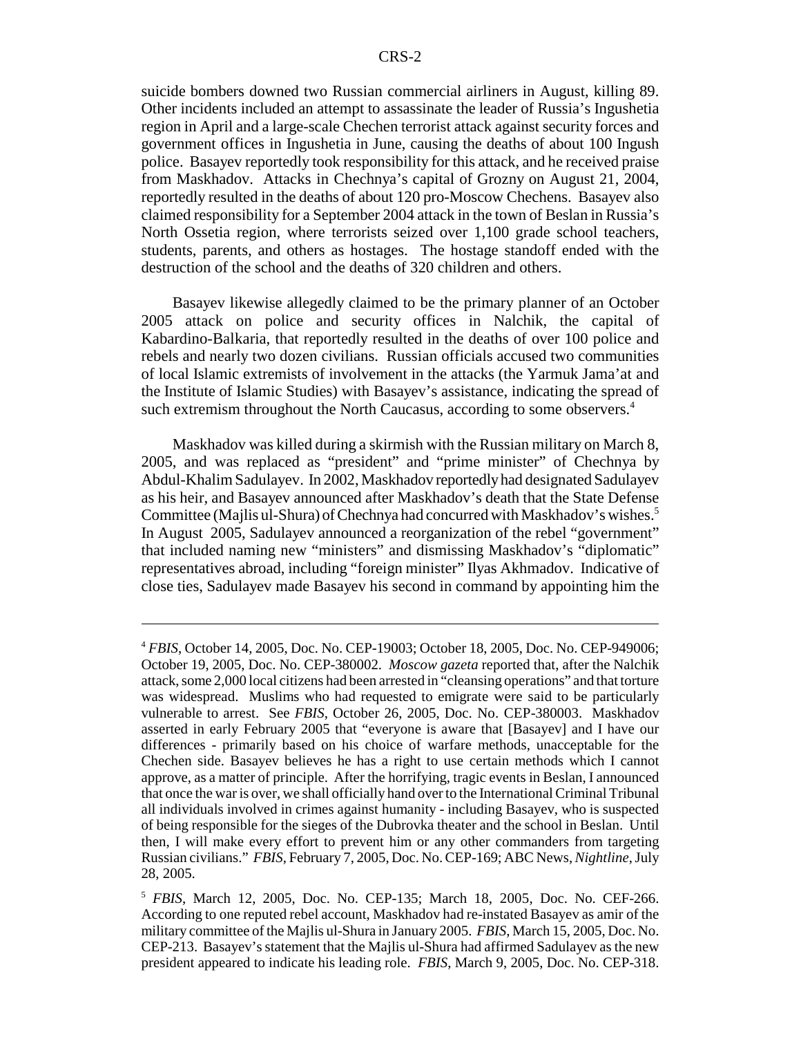suicide bombers downed two Russian commercial airliners in August, killing 89. Other incidents included an attempt to assassinate the leader of Russia's Ingushetia region in April and a large-scale Chechen terrorist attack against security forces and government offices in Ingushetia in June, causing the deaths of about 100 Ingush police. Basayev reportedly took responsibility for this attack, and he received praise from Maskhadov. Attacks in Chechnya's capital of Grozny on August 21, 2004, reportedly resulted in the deaths of about 120 pro-Moscow Chechens. Basayev also claimed responsibility for a September 2004 attack in the town of Beslan in Russia's North Ossetia region, where terrorists seized over 1,100 grade school teachers, students, parents, and others as hostages. The hostage standoff ended with the destruction of the school and the deaths of 320 children and others.

Basayev likewise allegedly claimed to be the primary planner of an October 2005 attack on police and security offices in Nalchik, the capital of Kabardino-Balkaria, that reportedly resulted in the deaths of over 100 police and rebels and nearly two dozen civilians. Russian officials accused two communities of local Islamic extremists of involvement in the attacks (the Yarmuk Jama'at and the Institute of Islamic Studies) with Basayev's assistance, indicating the spread of such extremism throughout the North Caucasus, according to some observers.[4]

Maskhadov was killed during a skirmish with the Russian military on March 8, 2005, and was replaced as "president" and "prime minister" of Chechnya by Abdul-Khalim Sadulayev. In 2002, Maskhadov reportedly had designated Sadulayev as his heir, and Basayev announced after Maskhadov's death that the State Defense Committee (Majlis ul-Shura) of Chechnya had concurred with Maskhadov's wishes.[5] In August 2005, Sadulayev announced a reorganization of the rebel "government" that included naming new "ministers" and dismissing Maskhadov's "diplomatic" representatives abroad, including "foreign minister" Ilyas Akhmadov. Indicative of close ties, Sadulayev made Basayev his second in command by appointing him the

---

[4] *FBIS*, October 14, 2005, Doc. No. CEP-19003; October 18, 2005, Doc. No. CEP-949006; October 19, 2005, Doc. No. CEP-380002. *Moscow gazeta* reported that, after the Nalchik attack, some 2,000 local citizens had been arrested in "cleansing operations" and that torture was widespread. Muslims who had requested to emigrate were said to be particularly vulnerable to arrest. See *FBIS*, October 26, 2005, Doc. No. CEP-380003. Maskhadov asserted in early February 2005 that "everyone is aware that [Basayev] and I have our differences - primarily based on his choice of warfare methods, unacceptable for the Chechen side. Basayev believes he has a right to use certain methods which I cannot approve, as a matter of principle. After the horrifying, tragic events in Beslan, I announced that once the war is over, we shall officially hand over to the International Criminal Tribunal all individuals involved in crimes against humanity - including Basayev, who is suspected of being responsible for the sieges of the Dubrovka theater and the school in Beslan. Until then, I will make every effort to prevent him or any other commanders from targeting Russian civilians." *FBIS*, February 7, 2005, Doc. No. CEP-169; ABC News, *Nightline*, July 28, 2005.

[5] *FBIS*, March 12, 2005, Doc. No. CEP-135; March 18, 2005, Doc. No. CEF-266. According to one reputed rebel account, Maskhadov had re-instated Basayev as amir of the military committee of the Majlis ul-Shura in January 2005. *FBIS*, March 15, 2005, Doc. No. CEP-213. Basayev's statement that the Majlis ul-Shura had affirmed Sadulayev as the new president appeared to indicate his leading role. *FBIS*, March 9, 2005, Doc. No. CEP-318.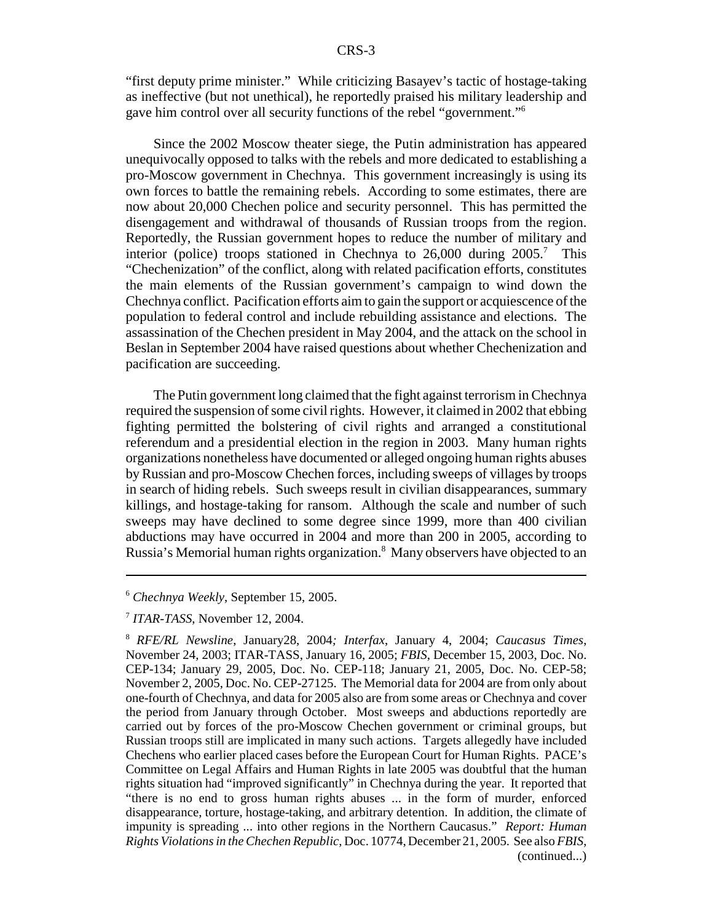"first deputy prime minister." While criticizing Basayev's tactic of hostage-taking as ineffective (but not unethical), he reportedly praised his military leadership and gave him control over all security functions of the rebel "government."[6]

Since the 2002 Moscow theater siege, the Putin administration has appeared unequivocally opposed to talks with the rebels and more dedicated to establishing a pro-Moscow government in Chechnya. This government increasingly is using its own forces to battle the remaining rebels. According to some estimates, there are now about 20,000 Chechen police and security personnel. This has permitted the disengagement and withdrawal of thousands of Russian troops from the region. Reportedly, the Russian government hopes to reduce the number of military and interior (police) troops stationed in Chechnya to 26,000 during 2005.[7] This "Chechenization" of the conflict, along with related pacification efforts, constitutes the main elements of the Russian government's campaign to wind down the Chechnya conflict. Pacification efforts aim to gain the support or acquiescence of the population to federal control and include rebuilding assistance and elections. The assassination of the Chechen president in May 2004, and the attack on the school in Beslan in September 2004 have raised questions about whether Chechenization and pacification are succeeding.

The Putin government long claimed that the fight against terrorism in Chechnya required the suspension of some civil rights. However, it claimed in 2002 that ebbing fighting permitted the bolstering of civil rights and arranged a constitutional referendum and a presidential election in the region in 2003. Many human rights organizations nonetheless have documented or alleged ongoing human rights abuses by Russian and pro-Moscow Chechen forces, including sweeps of villages by troops in search of hiding rebels. Such sweeps result in civilian disappearances, summary killings, and hostage-taking for ransom. Although the scale and number of such sweeps may have declined to some degree since 1999, more than 400 civilian abductions may have occurred in 2004 and more than 200 in 2005, according to Russia's Memorial human rights organization.[8] Many observers have objected to an

---

[6] *Chechnya Weekly*, September 15, 2005.

[7] *ITAR-TASS*, November 12, 2004.

[8] *RFE/RL Newsline*, January28, 2004*; Interfax*, January 4, 2004; *Caucasus Times*, November 24, 2003; ITAR-TASS, January 16, 2005; *FBIS*, December 15, 2003, Doc. No. CEP-134; January 29, 2005, Doc. No. CEP-118; January 21, 2005, Doc. No. CEP-58; November 2, 2005, Doc. No. CEP-27125. The Memorial data for 2004 are from only about one-fourth of Chechnya, and data for 2005 also are from some areas or Chechnya and cover the period from January through October. Most sweeps and abductions reportedly are carried out by forces of the pro-Moscow Chechen government or criminal groups, but Russian troops still are implicated in many such actions. Targets allegedly have included Chechens who earlier placed cases before the European Court for Human Rights. PACE's Committee on Legal Affairs and Human Rights in late 2005 was doubtful that the human rights situation had "improved significantly" in Chechnya during the year. It reported that "there is no end to gross human rights abuses ... in the form of murder, enforced disappearance, torture, hostage-taking, and arbitrary detention. In addition, the climate of impunity is spreading ... into other regions in the Northern Caucasus." *Report: Human Rights Violations in the Chechen Republic*, Doc. 10774, December 21, 2005. See also *FBIS*, (continued...)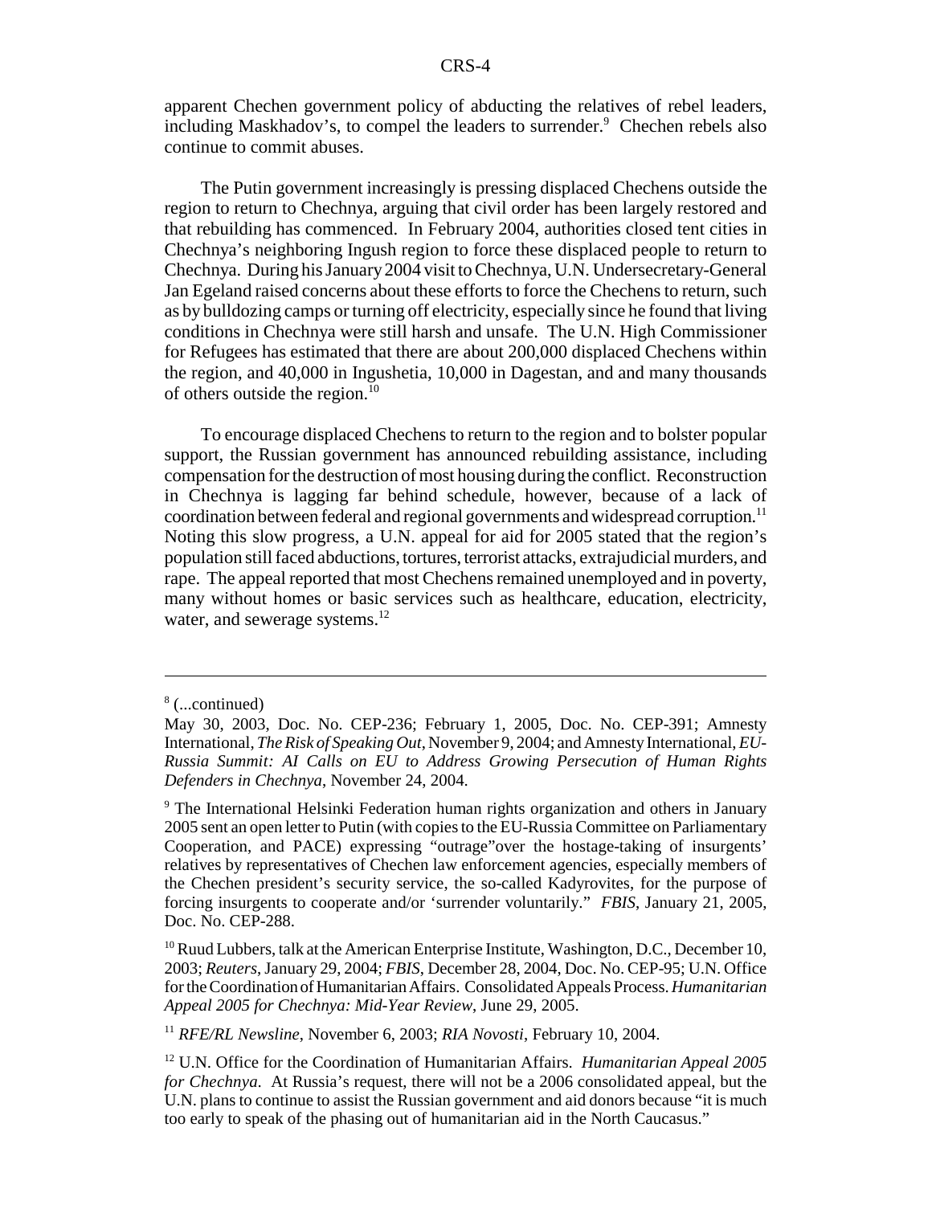apparent Chechen government policy of abducting the relatives of rebel leaders, including Maskhadov's, to compel the leaders to surrender.[9] Chechen rebels also continue to commit abuses.

The Putin government increasingly is pressing displaced Chechens outside the region to return to Chechnya, arguing that civil order has been largely restored and that rebuilding has commenced. In February 2004, authorities closed tent cities in Chechnya's neighboring Ingush region to force these displaced people to return to Chechnya. During his January 2004 visit to Chechnya, U.N. Undersecretary-General Jan Egeland raised concerns about these efforts to force the Chechens to return, such as by bulldozing camps or turning off electricity, especially since he found that living conditions in Chechnya were still harsh and unsafe. The U.N. High Commissioner for Refugees has estimated that there are about 200,000 displaced Chechens within the region, and 40,000 in Ingushetia, 10,000 in Dagestan, and and many thousands of others outside the region.[10]

To encourage displaced Chechens to return to the region and to bolster popular support, the Russian government has announced rebuilding assistance, including compensation for the destruction of most housing during the conflict. Reconstruction in Chechnya is lagging far behind schedule, however, because of a lack of coordination between federal and regional governments and widespread corruption.[11] Noting this slow progress, a U.N. appeal for aid for 2005 stated that the region's population still faced abductions, tortures, terrorist attacks, extrajudicial murders, and rape. The appeal reported that most Chechens remained unemployed and in poverty, many without homes or basic services such as healthcare, education, electricity, water, and sewerage systems.[12]

---

[8] (...continued)
May 30, 2003, Doc. No. CEP-236; February 1, 2005, Doc. No. CEP-391; Amnesty International, *The Risk of Speaking Out*, November 9, 2004; and Amnesty International, *EU-Russia Summit: AI Calls on EU to Address Growing Persecution of Human Rights Defenders in Chechnya*, November 24, 2004.

[9] The International Helsinki Federation human rights organization and others in January 2005 sent an open letter to Putin (with copies to the EU-Russia Committee on Parliamentary Cooperation, and PACE) expressing "outrage"over the hostage-taking of insurgents' relatives by representatives of Chechen law enforcement agencies, especially members of the Chechen president's security service, the so-called Kadyrovites, for the purpose of forcing insurgents to cooperate and/or 'surrender voluntarily." *FBIS*, January 21, 2005, Doc. No. CEP-288.

[10] Ruud Lubbers, talk at the American Enterprise Institute, Washington, D.C., December 10, 2003; *Reuters*, January 29, 2004; *FBIS*, December 28, 2004, Doc. No. CEP-95; U.N. Office for the Coordination of Humanitarian Affairs. Consolidated Appeals Process. *Humanitarian Appeal 2005 for Chechnya: Mid-Year Review*, June 29, 2005.

[11] *RFE/RL Newsline*, November 6, 2003; *RIA Novosti*, February 10, 2004.

[12] U.N. Office for the Coordination of Humanitarian Affairs. *Humanitarian Appeal 2005 for Chechnya.* At Russia's request, there will not be a 2006 consolidated appeal, but the U.N. plans to continue to assist the Russian government and aid donors because "it is much too early to speak of the phasing out of humanitarian aid in the North Caucasus."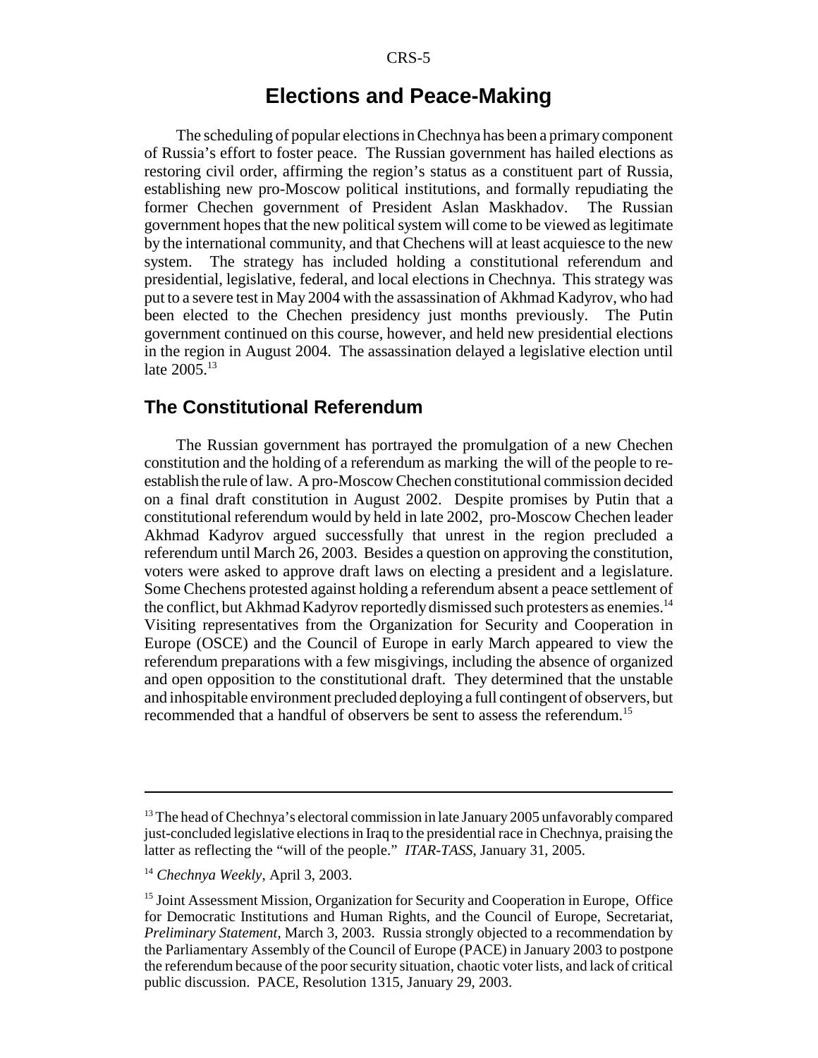## Elections and Peace-Making

The scheduling of popular elections in Chechnya has been a primary component of Russia's effort to foster peace. The Russian government has hailed elections as restoring civil order, affirming the region's status as a constituent part of Russia, establishing new pro-Moscow political institutions, and formally repudiating the former Chechen government of President Aslan Maskhadov. The Russian government hopes that the new political system will come to be viewed as legitimate by the international community, and that Chechens will at least acquiesce to the new system. The strategy has included holding a constitutional referendum and presidential, legislative, federal, and local elections in Chechnya. This strategy was put to a severe test in May 2004 with the assassination of Akhmad Kadyrov, who had been elected to the Chechen presidency just months previously. The Putin government continued on this course, however, and held new presidential elections in the region in August 2004. The assassination delayed a legislative election until late 2005.[13]

### The Constitutional Referendum

The Russian government has portrayed the promulgation of a new Chechen constitution and the holding of a referendum as marking the will of the people to re-establish the rule of law. A pro-Moscow Chechen constitutional commission decided on a final draft constitution in August 2002. Despite promises by Putin that a constitutional referendum would by held in late 2002, pro-Moscow Chechen leader Akhmad Kadyrov argued successfully that unrest in the region precluded a referendum until March 26, 2003. Besides a question on approving the constitution, voters were asked to approve draft laws on electing a president and a legislature. Some Chechens protested against holding a referendum absent a peace settlement of the conflict, but Akhmad Kadyrov reportedly dismissed such protesters as enemies.[14] Visiting representatives from the Organization for Security and Cooperation in Europe (OSCE) and the Council of Europe in early March appeared to view the referendum preparations with a few misgivings, including the absence of organized and open opposition to the constitutional draft. They determined that the unstable and inhospitable environment precluded deploying a full contingent of observers, but recommended that a handful of observers be sent to assess the referendum.[15]

---

[13] The head of Chechnya's electoral commission in late January 2005 unfavorably compared just-concluded legislative elections in Iraq to the presidential race in Chechnya, praising the latter as reflecting the "will of the people." *ITAR-TASS*, January 31, 2005.

[14] *Chechnya Weekly*, April 3, 2003.

[15] Joint Assessment Mission, Organization for Security and Cooperation in Europe, Office for Democratic Institutions and Human Rights, and the Council of Europe, Secretariat, *Preliminary Statement*, March 3, 2003. Russia strongly objected to a recommendation by the Parliamentary Assembly of the Council of Europe (PACE) in January 2003 to postpone the referendum because of the poor security situation, chaotic voter lists, and lack of critical public discussion. PACE, Resolution 1315, January 29, 2003.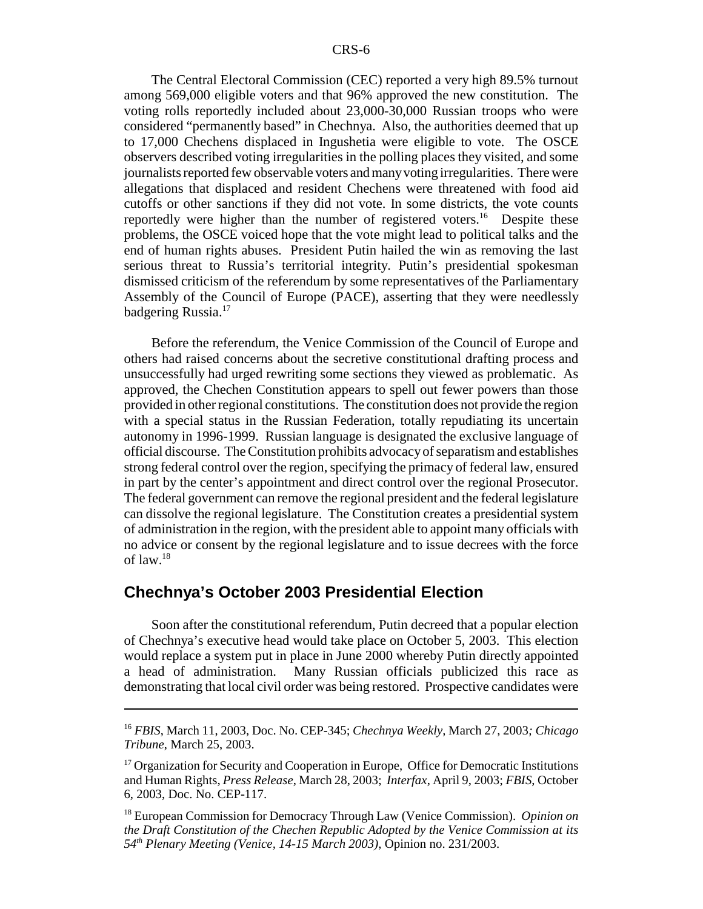The Central Electoral Commission (CEC) reported a very high 89.5% turnout among 569,000 eligible voters and that 96% approved the new constitution. The voting rolls reportedly included about 23,000-30,000 Russian troops who were considered "permanently based" in Chechnya. Also, the authorities deemed that up to 17,000 Chechens displaced in Ingushetia were eligible to vote. The OSCE observers described voting irregularities in the polling places they visited, and some journalists reported few observable voters and many voting irregularities. There were allegations that displaced and resident Chechens were threatened with food aid cutoffs or other sanctions if they did not vote. In some districts, the vote counts reportedly were higher than the number of registered voters.[16] Despite these problems, the OSCE voiced hope that the vote might lead to political talks and the end of human rights abuses. President Putin hailed the win as removing the last serious threat to Russia's territorial integrity. Putin's presidential spokesman dismissed criticism of the referendum by some representatives of the Parliamentary Assembly of the Council of Europe (PACE), asserting that they were needlessly badgering Russia.[17]

Before the referendum, the Venice Commission of the Council of Europe and others had raised concerns about the secretive constitutional drafting process and unsuccessfully had urged rewriting some sections they viewed as problematic. As approved, the Chechen Constitution appears to spell out fewer powers than those provided in other regional constitutions. The constitution does not provide the region with a special status in the Russian Federation, totally repudiating its uncertain autonomy in 1996-1999. Russian language is designated the exclusive language of official discourse. The Constitution prohibits advocacy of separatism and establishes strong federal control over the region, specifying the primacy of federal law, ensured in part by the center's appointment and direct control over the regional Prosecutor. The federal government can remove the regional president and the federal legislature can dissolve the regional legislature. The Constitution creates a presidential system of administration in the region, with the president able to appoint many officials with no advice or consent by the regional legislature and to issue decrees with the force of law.[18]

## Chechnya's October 2003 Presidential Election

Soon after the constitutional referendum, Putin decreed that a popular election of Chechnya's executive head would take place on October 5, 2003. This election would replace a system put in place in June 2000 whereby Putin directly appointed a head of administration. Many Russian officials publicized this race as demonstrating that local civil order was being restored. Prospective candidates were

---

[16] *FBIS*, March 11, 2003, Doc. No. CEP-345; *Chechnya Weekly*, March 27, 2003*; Chicago Tribune*, March 25, 2003.

[17] Organization for Security and Cooperation in Europe, Office for Democratic Institutions and Human Rights, *Press Release*, March 28, 2003; *Interfax*, April 9, 2003; *FBIS*, October 6, 2003, Doc. No. CEP-117.

[18] European Commission for Democracy Through Law (Venice Commission). *Opinion on the Draft Constitution of the Chechen Republic Adopted by the Venice Commission at its 54th Plenary Meeting (Venice, 14-15 March 2003)*, Opinion no. 231/2003.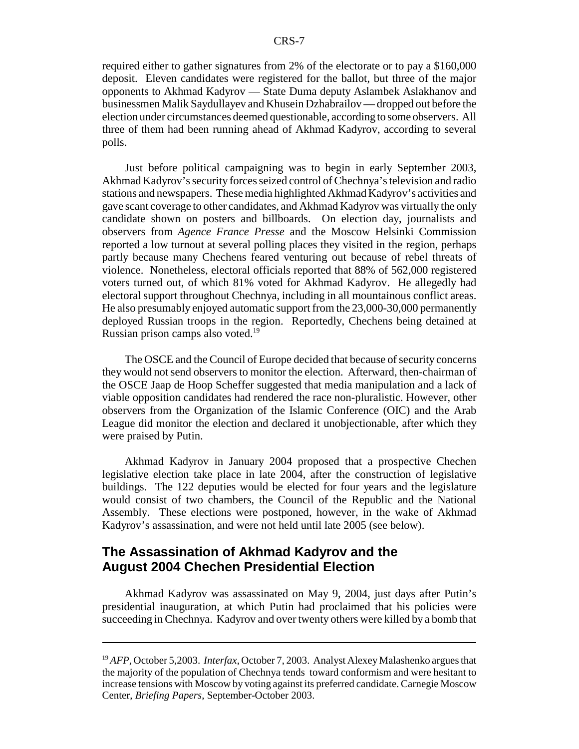required either to gather signatures from 2% of the electorate or to pay a $160,000 deposit. Eleven candidates were registered for the ballot, but three of the major opponents to Akhmad Kadyrov — State Duma deputy Aslambek Aslakhanov and businessmen Malik Saydullayev and Khusein Dzhabrailov — dropped out before the election under circumstances deemed questionable, according to some observers. All three of them had been running ahead of Akhmad Kadyrov, according to several polls.

Just before political campaigning was to begin in early September 2003, Akhmad Kadyrov's security forces seized control of Chechnya's television and radio stations and newspapers. These media highlighted Akhmad Kadyrov's activities and gave scant coverage to other candidates, and Akhmad Kadyrov was virtually the only candidate shown on posters and billboards. On election day, journalists and observers from *Agence France Presse* and the Moscow Helsinki Commission reported a low turnout at several polling places they visited in the region, perhaps partly because many Chechens feared venturing out because of rebel threats of violence. Nonetheless, electoral officials reported that 88% of 562,000 registered voters turned out, of which 81% voted for Akhmad Kadyrov. He allegedly had electoral support throughout Chechnya, including in all mountainous conflict areas. He also presumably enjoyed automatic support from the 23,000-30,000 permanently deployed Russian troops in the region. Reportedly, Chechens being detained at Russian prison camps also voted.[19]

The OSCE and the Council of Europe decided that because of security concerns they would not send observers to monitor the election. Afterward, then-chairman of the OSCE Jaap de Hoop Scheffer suggested that media manipulation and a lack of viable opposition candidates had rendered the race non-pluralistic. However, other observers from the Organization of the Islamic Conference (OIC) and the Arab League did monitor the election and declared it unobjectionable, after which they were praised by Putin.

Akhmad Kadyrov in January 2004 proposed that a prospective Chechen legislative election take place in late 2004, after the construction of legislative buildings. The 122 deputies would be elected for four years and the legislature would consist of two chambers, the Council of the Republic and the National Assembly. These elections were postponed, however, in the wake of Akhmad Kadyrov's assassination, and were not held until late 2005 (see below).

## The Assassination of Akhmad Kadyrov and the August 2004 Chechen Presidential Election

Akhmad Kadyrov was assassinated on May 9, 2004, just days after Putin's presidential inauguration, at which Putin had proclaimed that his policies were succeeding in Chechnya. Kadyrov and over twenty others were killed by a bomb that

---

[19] *AFP*, October 5,2003. *Interfax*, October 7, 2003. Analyst Alexey Malashenko argues that the majority of the population of Chechnya tends toward conformism and were hesitant to increase tensions with Moscow by voting against its preferred candidate. Carnegie Moscow Center, *Briefing Papers*, September-October 2003.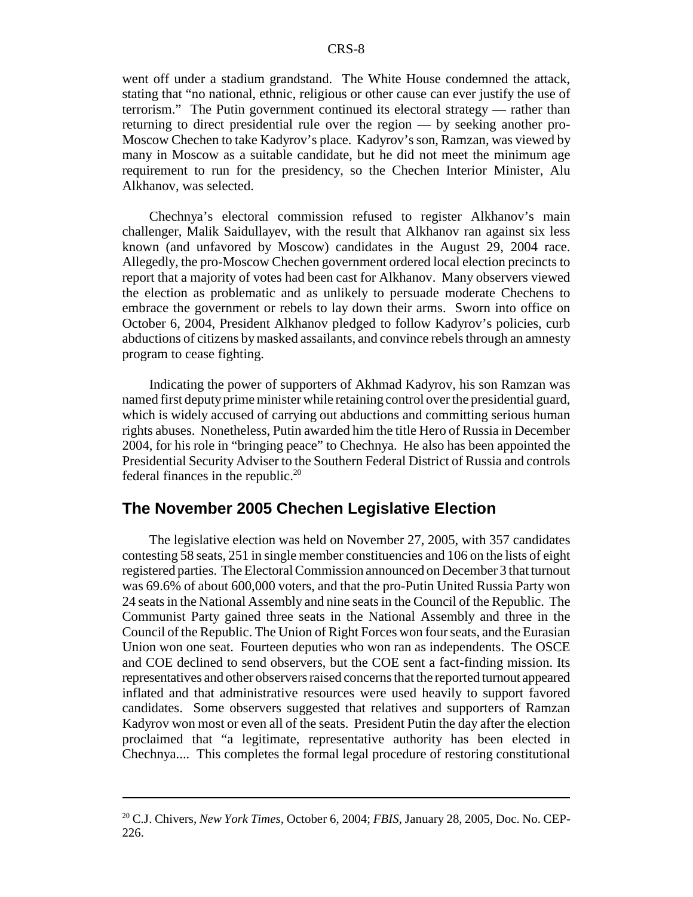went off under a stadium grandstand. The White House condemned the attack, stating that "no national, ethnic, religious or other cause can ever justify the use of terrorism." The Putin government continued its electoral strategy — rather than returning to direct presidential rule over the region — by seeking another pro-Moscow Chechen to take Kadyrov's place. Kadyrov's son, Ramzan, was viewed by many in Moscow as a suitable candidate, but he did not meet the minimum age requirement to run for the presidency, so the Chechen Interior Minister, Alu Alkhanov, was selected.

Chechnya's electoral commission refused to register Alkhanov's main challenger, Malik Saidullayev, with the result that Alkhanov ran against six less known (and unfavored by Moscow) candidates in the August 29, 2004 race. Allegedly, the pro-Moscow Chechen government ordered local election precincts to report that a majority of votes had been cast for Alkhanov. Many observers viewed the election as problematic and as unlikely to persuade moderate Chechens to embrace the government or rebels to lay down their arms. Sworn into office on October 6, 2004, President Alkhanov pledged to follow Kadyrov's policies, curb abductions of citizens by masked assailants, and convince rebels through an amnesty program to cease fighting.

Indicating the power of supporters of Akhmad Kadyrov, his son Ramzan was named first deputy prime minister while retaining control over the presidential guard, which is widely accused of carrying out abductions and committing serious human rights abuses. Nonetheless, Putin awarded him the title Hero of Russia in December 2004, for his role in "bringing peace" to Chechnya. He also has been appointed the Presidential Security Adviser to the Southern Federal District of Russia and controls federal finances in the republic.[20]

## The November 2005 Chechen Legislative Election

The legislative election was held on November 27, 2005, with 357 candidates contesting 58 seats, 251 in single member constituencies and 106 on the lists of eight registered parties. The Electoral Commission announced on December 3 that turnout was 69.6% of about 600,000 voters, and that the pro-Putin United Russia Party won 24 seats in the National Assembly and nine seats in the Council of the Republic. The Communist Party gained three seats in the National Assembly and three in the Council of the Republic. The Union of Right Forces won four seats, and the Eurasian Union won one seat. Fourteen deputies who won ran as independents. The OSCE and COE declined to send observers, but the COE sent a fact-finding mission. Its representatives and other observers raised concerns that the reported turnout appeared inflated and that administrative resources were used heavily to support favored candidates. Some observers suggested that relatives and supporters of Ramzan Kadyrov won most or even all of the seats. President Putin the day after the election proclaimed that "a legitimate, representative authority has been elected in Chechnya.... This completes the formal legal procedure of restoring constitutional

---

[20] C.J. Chivers, *New York Times*, October 6, 2004; *FBIS*, January 28, 2005, Doc. No. CEP-226.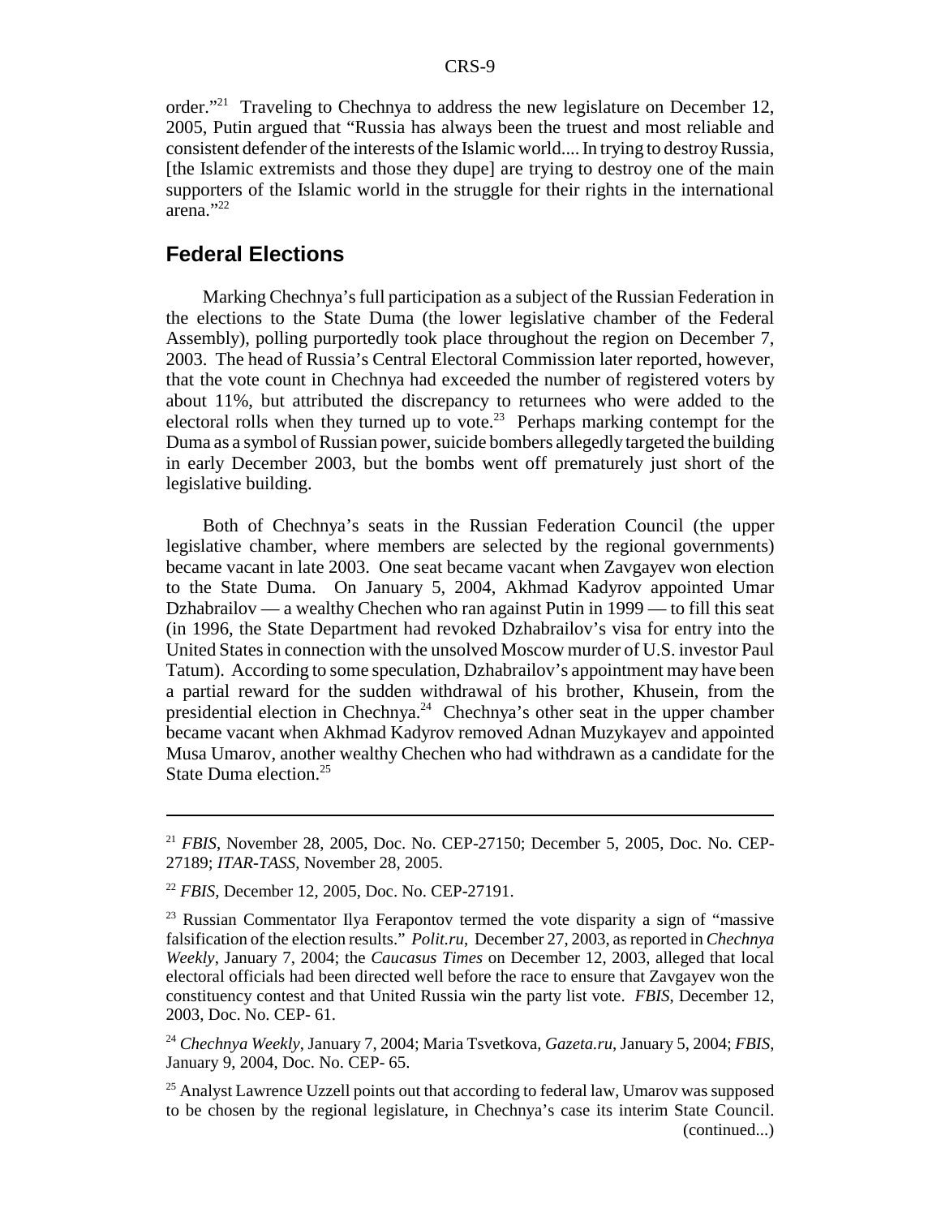order."[21] Traveling to Chechnya to address the new legislature on December 12, 2005, Putin argued that "Russia has always been the truest and most reliable and consistent defender of the interests of the Islamic world.... In trying to destroy Russia, [the Islamic extremists and those they dupe] are trying to destroy one of the main supporters of the Islamic world in the struggle for their rights in the international arena."[22]

## Federal Elections

Marking Chechnya's full participation as a subject of the Russian Federation in the elections to the State Duma (the lower legislative chamber of the Federal Assembly), polling purportedly took place throughout the region on December 7, 2003. The head of Russia's Central Electoral Commission later reported, however, that the vote count in Chechnya had exceeded the number of registered voters by about 11%, but attributed the discrepancy to returnees who were added to the electoral rolls when they turned up to vote.[23] Perhaps marking contempt for the Duma as a symbol of Russian power, suicide bombers allegedly targeted the building in early December 2003, but the bombs went off prematurely just short of the legislative building.

Both of Chechnya's seats in the Russian Federation Council (the upper legislative chamber, where members are selected by the regional governments) became vacant in late 2003. One seat became vacant when Zavgayev won election to the State Duma. On January 5, 2004, Akhmad Kadyrov appointed Umar Dzhabrailov — a wealthy Chechen who ran against Putin in 1999 — to fill this seat (in 1996, the State Department had revoked Dzhabrailov's visa for entry into the United States in connection with the unsolved Moscow murder of U.S. investor Paul Tatum). According to some speculation, Dzhabrailov's appointment may have been a partial reward for the sudden withdrawal of his brother, Khusein, from the presidential election in Chechnya.[24] Chechnya's other seat in the upper chamber became vacant when Akhmad Kadyrov removed Adnan Muzykayev and appointed Musa Umarov, another wealthy Chechen who had withdrawn as a candidate for the State Duma election.[25]

---

[21] *FBIS*, November 28, 2005, Doc. No. CEP-27150; December 5, 2005, Doc. No. CEP-27189; *ITAR-TASS*, November 28, 2005.

[22] *FBIS*, December 12, 2005, Doc. No. CEP-27191.

[23] Russian Commentator Ilya Ferapontov termed the vote disparity a sign of "massive falsification of the election results." *Polit.ru*, December 27, 2003, as reported in *Chechnya Weekly*, January 7, 2004; the *Caucasus Times* on December 12, 2003, alleged that local electoral officials had been directed well before the race to ensure that Zavgayev won the constituency contest and that United Russia win the party list vote. *FBIS*, December 12, 2003, Doc. No. CEP- 61.

[24] *Chechnya Weekly*, January 7, 2004; Maria Tsvetkova, *Gazeta.ru*, January 5, 2004; *FBIS*, January 9, 2004, Doc. No. CEP- 65.

[25] Analyst Lawrence Uzzell points out that according to federal law, Umarov was supposed to be chosen by the regional legislature, in Chechnya's case its interim State Council. (continued...)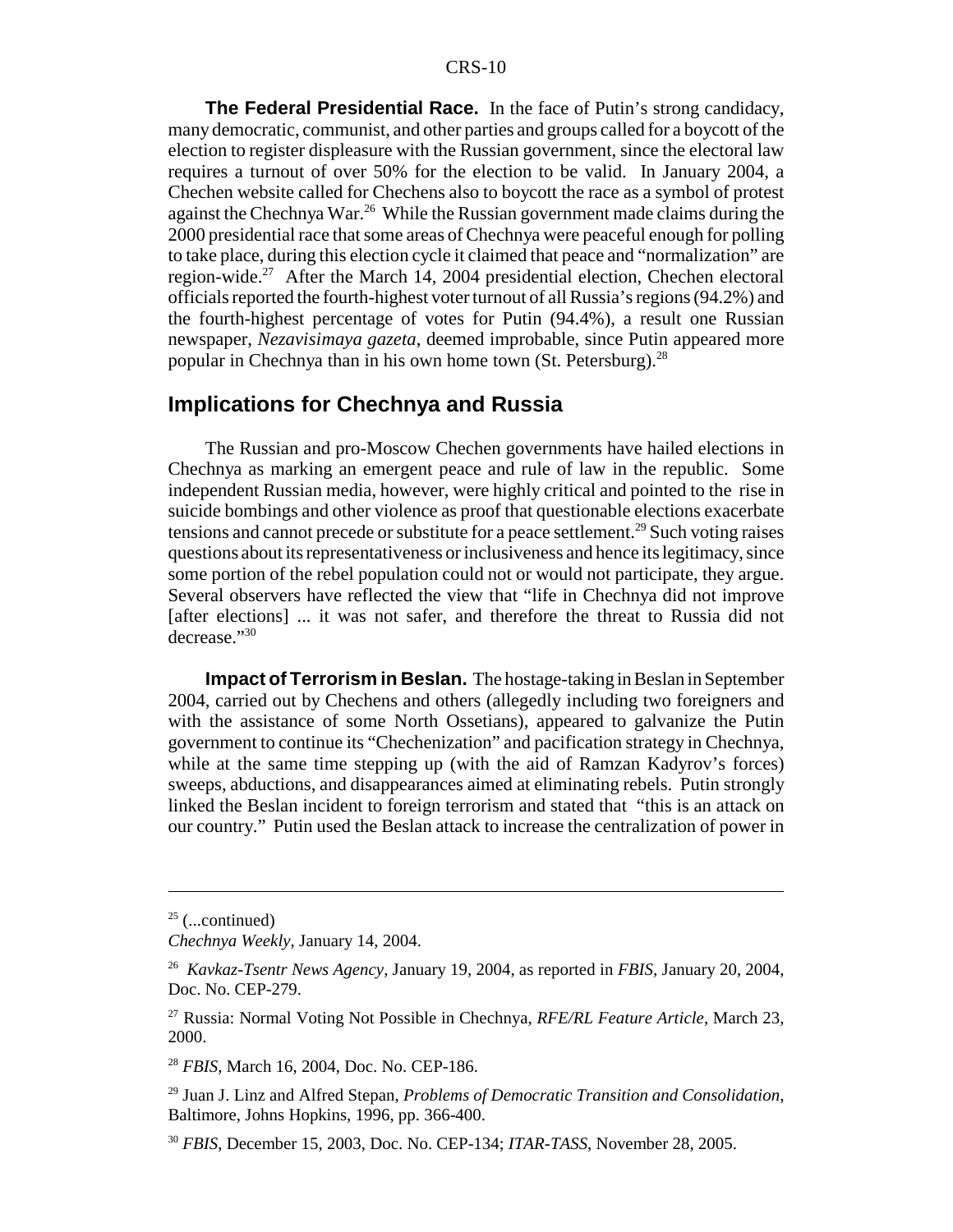**The Federal Presidential Race.** In the face of Putin's strong candidacy, many democratic, communist, and other parties and groups called for a boycott of the election to register displeasure with the Russian government, since the electoral law requires a turnout of over 50% for the election to be valid. In January 2004, a Chechen website called for Chechens also to boycott the race as a symbol of protest against the Chechnya War.[26] While the Russian government made claims during the 2000 presidential race that some areas of Chechnya were peaceful enough for polling to take place, during this election cycle it claimed that peace and "normalization" are region-wide.[27] After the March 14, 2004 presidential election, Chechen electoral officials reported the fourth-highest voter turnout of all Russia's regions (94.2%) and the fourth-highest percentage of votes for Putin (94.4%), a result one Russian newspaper, *Nezavisimaya gazeta*, deemed improbable, since Putin appeared more popular in Chechnya than in his own home town (St. Petersburg).[28]

## Implications for Chechnya and Russia

The Russian and pro-Moscow Chechen governments have hailed elections in Chechnya as marking an emergent peace and rule of law in the republic. Some independent Russian media, however, were highly critical and pointed to the rise in suicide bombings and other violence as proof that questionable elections exacerbate tensions and cannot precede or substitute for a peace settlement.[29] Such voting raises questions about its representativeness or inclusiveness and hence its legitimacy, since some portion of the rebel population could not or would not participate, they argue. Several observers have reflected the view that "life in Chechnya did not improve [after elections] ... it was not safer, and therefore the threat to Russia did not decrease."[30]

**Impact of Terrorism in Beslan.** The hostage-taking in Beslan in September 2004, carried out by Chechens and others (allegedly including two foreigners and with the assistance of some North Ossetians), appeared to galvanize the Putin government to continue its "Chechenization" and pacification strategy in Chechnya, while at the same time stepping up (with the aid of Ramzan Kadyrov's forces) sweeps, abductions, and disappearances aimed at eliminating rebels. Putin strongly linked the Beslan incident to foreign terrorism and stated that "this is an attack on our country." Putin used the Beslan attack to increase the centralization of power in

---

[25] (...continued)
*Chechnya Weekly*, January 14, 2004.

[26] *Kavkaz-Tsentr News Agency*, January 19, 2004, as reported in *FBIS*, January 20, 2004, Doc. No. CEP-279.

[27] Russia: Normal Voting Not Possible in Chechnya, *RFE/RL Feature Article*, March 23, 2000.

[28] *FBIS*, March 16, 2004, Doc. No. CEP-186.

[29] Juan J. Linz and Alfred Stepan, *Problems of Democratic Transition and Consolidation*, Baltimore, Johns Hopkins, 1996, pp. 366-400.

[30] *FBIS*, December 15, 2003, Doc. No. CEP-134; *ITAR-TASS*, November 28, 2005.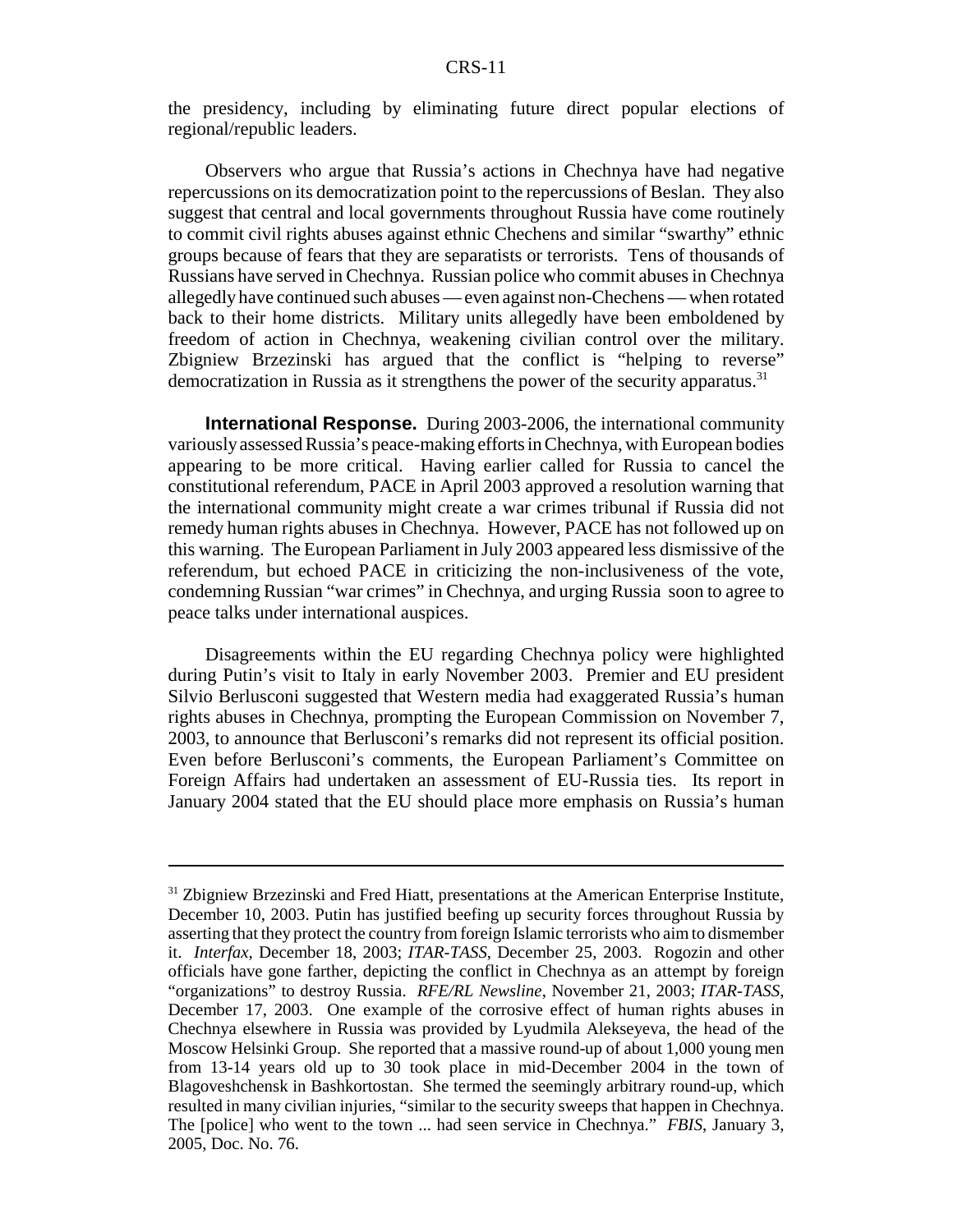the presidency, including by eliminating future direct popular elections of regional/republic leaders.

Observers who argue that Russia's actions in Chechnya have had negative repercussions on its democratization point to the repercussions of Beslan. They also suggest that central and local governments throughout Russia have come routinely to commit civil rights abuses against ethnic Chechens and similar "swarthy" ethnic groups because of fears that they are separatists or terrorists. Tens of thousands of Russians have served in Chechnya. Russian police who commit abuses in Chechnya allegedly have continued such abuses — even against non-Chechens — when rotated back to their home districts. Military units allegedly have been emboldened by freedom of action in Chechnya, weakening civilian control over the military. Zbigniew Brzezinski has argued that the conflict is "helping to reverse" democratization in Russia as it strengthens the power of the security apparatus.[31]

**International Response.** During 2003-2006, the international community variously assessed Russia's peace-making efforts in Chechnya, with European bodies appearing to be more critical. Having earlier called for Russia to cancel the constitutional referendum, PACE in April 2003 approved a resolution warning that the international community might create a war crimes tribunal if Russia did not remedy human rights abuses in Chechnya. However, PACE has not followed up on this warning. The European Parliament in July 2003 appeared less dismissive of the referendum, but echoed PACE in criticizing the non-inclusiveness of the vote, condemning Russian "war crimes" in Chechnya, and urging Russia soon to agree to peace talks under international auspices.

Disagreements within the EU regarding Chechnya policy were highlighted during Putin's visit to Italy in early November 2003. Premier and EU president Silvio Berlusconi suggested that Western media had exaggerated Russia's human rights abuses in Chechnya, prompting the European Commission on November 7, 2003, to announce that Berlusconi's remarks did not represent its official position. Even before Berlusconi's comments, the European Parliament's Committee on Foreign Affairs had undertaken an assessment of EU-Russia ties. Its report in January 2004 stated that the EU should place more emphasis on Russia's human

---

[31] Zbigniew Brzezinski and Fred Hiatt, presentations at the American Enterprise Institute, December 10, 2003. Putin has justified beefing up security forces throughout Russia by asserting that they protect the country from foreign Islamic terrorists who aim to dismember it. *Interfax*, December 18, 2003; *ITAR-TASS*, December 25, 2003. Rogozin and other officials have gone farther, depicting the conflict in Chechnya as an attempt by foreign "organizations" to destroy Russia. *RFE/RL Newsline*, November 21, 2003; *ITAR-TASS*, December 17, 2003. One example of the corrosive effect of human rights abuses in Chechnya elsewhere in Russia was provided by Lyudmila Alekseyeva, the head of the Moscow Helsinki Group. She reported that a massive round-up of about 1,000 young men from 13-14 years old up to 30 took place in mid-December 2004 in the town of Blagoveshchensk in Bashkortostan. She termed the seemingly arbitrary round-up, which resulted in many civilian injuries, "similar to the security sweeps that happen in Chechnya. The [police] who went to the town ... had seen service in Chechnya." *FBIS*, January 3, 2005, Doc. No. 76.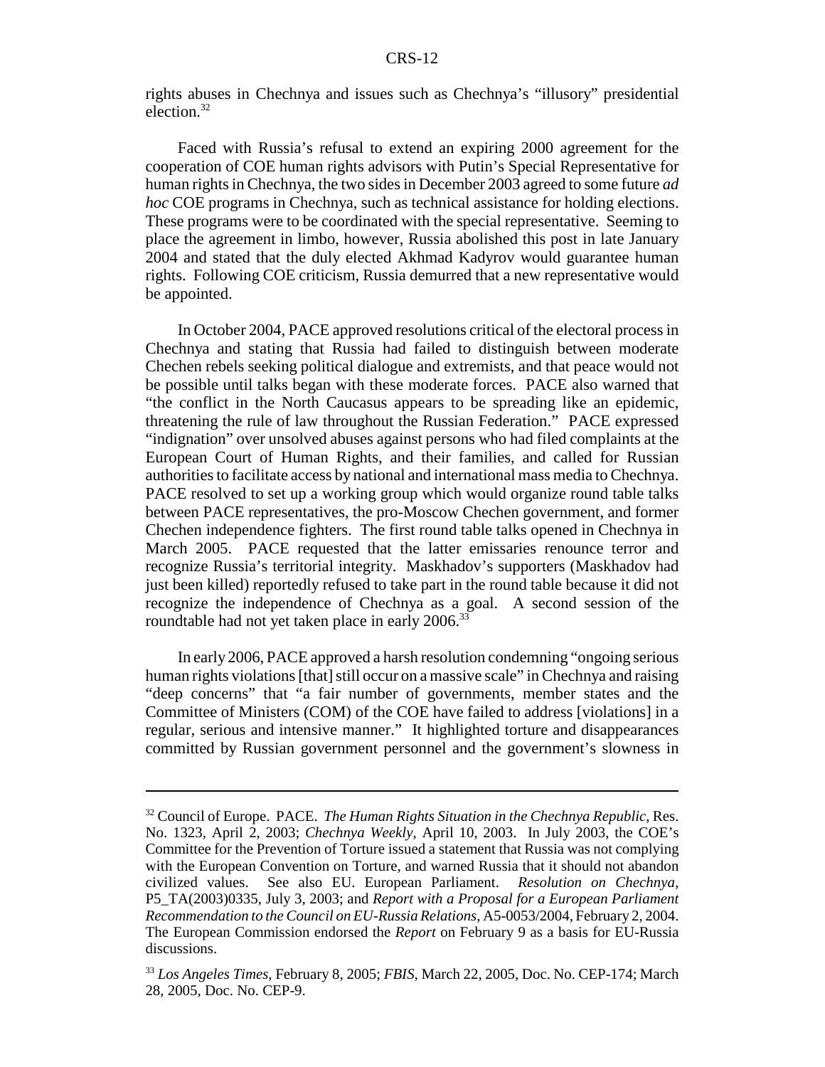rights abuses in Chechnya and issues such as Chechnya's "illusory" presidential election.[32]

Faced with Russia's refusal to extend an expiring 2000 agreement for the cooperation of COE human rights advisors with Putin's Special Representative for human rights in Chechnya, the two sides in December 2003 agreed to some future *ad hoc* COE programs in Chechnya, such as technical assistance for holding elections. These programs were to be coordinated with the special representative. Seeming to place the agreement in limbo, however, Russia abolished this post in late January 2004 and stated that the duly elected Akhmad Kadyrov would guarantee human rights. Following COE criticism, Russia demurred that a new representative would be appointed.

In October 2004, PACE approved resolutions critical of the electoral process in Chechnya and stating that Russia had failed to distinguish between moderate Chechen rebels seeking political dialogue and extremists, and that peace would not be possible until talks began with these moderate forces. PACE also warned that "the conflict in the North Caucasus appears to be spreading like an epidemic, threatening the rule of law throughout the Russian Federation." PACE expressed "indignation" over unsolved abuses against persons who had filed complaints at the European Court of Human Rights, and their families, and called for Russian authorities to facilitate access by national and international mass media to Chechnya. PACE resolved to set up a working group which would organize round table talks between PACE representatives, the pro-Moscow Chechen government, and former Chechen independence fighters. The first round table talks opened in Chechnya in March 2005. PACE requested that the latter emissaries renounce terror and recognize Russia's territorial integrity. Maskhadov's supporters (Maskhadov had just been killed) reportedly refused to take part in the round table because it did not recognize the independence of Chechnya as a goal. A second session of the roundtable had not yet taken place in early 2006.[33]

In early 2006, PACE approved a harsh resolution condemning "ongoing serious human rights violations [that] still occur on a massive scale" in Chechnya and raising "deep concerns" that "a fair number of governments, member states and the Committee of Ministers (COM) of the COE have failed to address [violations] in a regular, serious and intensive manner." It highlighted torture and disappearances committed by Russian government personnel and the government's slowness in

---

[32] Council of Europe. PACE. *The Human Rights Situation in the Chechnya Republic*, Res. No. 1323, April 2, 2003; *Chechnya Weekly*, April 10, 2003. In July 2003, the COE's Committee for the Prevention of Torture issued a statement that Russia was not complying with the European Convention on Torture, and warned Russia that it should not abandon civilized values. See also EU. European Parliament. *Resolution on Chechnya*, P5_TA(2003)0335, July 3, 2003; and *Report with a Proposal for a European Parliament Recommendation to the Council on EU-Russia Relations*, A5-0053/2004, February 2, 2004. The European Commission endorsed the *Report* on February 9 as a basis for EU-Russia discussions.

[33] *Los Angeles Times*, February 8, 2005; *FBIS*, March 22, 2005, Doc. No. CEP-174; March 28, 2005, Doc. No. CEP-9.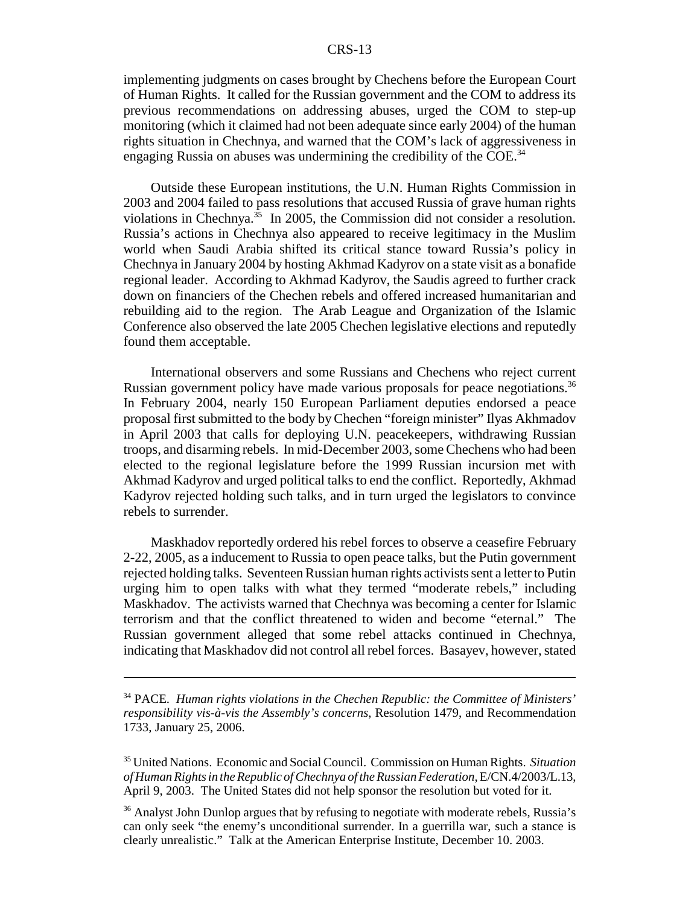implementing judgments on cases brought by Chechens before the European Court of Human Rights. It called for the Russian government and the COM to address its previous recommendations on addressing abuses, urged the COM to step-up monitoring (which it claimed had not been adequate since early 2004) of the human rights situation in Chechnya, and warned that the COM's lack of aggressiveness in engaging Russia on abuses was undermining the credibility of the COE.[34]

Outside these European institutions, the U.N. Human Rights Commission in 2003 and 2004 failed to pass resolutions that accused Russia of grave human rights violations in Chechnya.[35] In 2005, the Commission did not consider a resolution. Russia's actions in Chechnya also appeared to receive legitimacy in the Muslim world when Saudi Arabia shifted its critical stance toward Russia's policy in Chechnya in January 2004 by hosting Akhmad Kadyrov on a state visit as a bonafide regional leader. According to Akhmad Kadyrov, the Saudis agreed to further crack down on financiers of the Chechen rebels and offered increased humanitarian and rebuilding aid to the region. The Arab League and Organization of the Islamic Conference also observed the late 2005 Chechen legislative elections and reputedly found them acceptable.

International observers and some Russians and Chechens who reject current Russian government policy have made various proposals for peace negotiations.[36] In February 2004, nearly 150 European Parliament deputies endorsed a peace proposal first submitted to the body by Chechen "foreign minister" Ilyas Akhmadov in April 2003 that calls for deploying U.N. peacekeepers, withdrawing Russian troops, and disarming rebels. In mid-December 2003, some Chechens who had been elected to the regional legislature before the 1999 Russian incursion met with Akhmad Kadyrov and urged political talks to end the conflict. Reportedly, Akhmad Kadyrov rejected holding such talks, and in turn urged the legislators to convince rebels to surrender.

Maskhadov reportedly ordered his rebel forces to observe a ceasefire February 2-22, 2005, as a inducement to Russia to open peace talks, but the Putin government rejected holding talks. Seventeen Russian human rights activists sent a letter to Putin urging him to open talks with what they termed "moderate rebels," including Maskhadov. The activists warned that Chechnya was becoming a center for Islamic terrorism and that the conflict threatened to widen and become "eternal." The Russian government alleged that some rebel attacks continued in Chechnya, indicating that Maskhadov did not control all rebel forces. Basayev, however, stated

---

[34] PACE. *Human rights violations in the Chechen Republic: the Committee of Ministers' responsibility vis-à-vis the Assembly's concerns,* Resolution 1479, and Recommendation 1733, January 25, 2006.

[35] United Nations. Economic and Social Council. Commission on Human Rights. *Situation of Human Rights in the Republic of Chechnya of the Russian Federation*, E/CN.4/2003/L.13, April 9, 2003. The United States did not help sponsor the resolution but voted for it.

[36] Analyst John Dunlop argues that by refusing to negotiate with moderate rebels, Russia's can only seek "the enemy's unconditional surrender. In a guerrilla war, such a stance is clearly unrealistic." Talk at the American Enterprise Institute, December 10. 2003.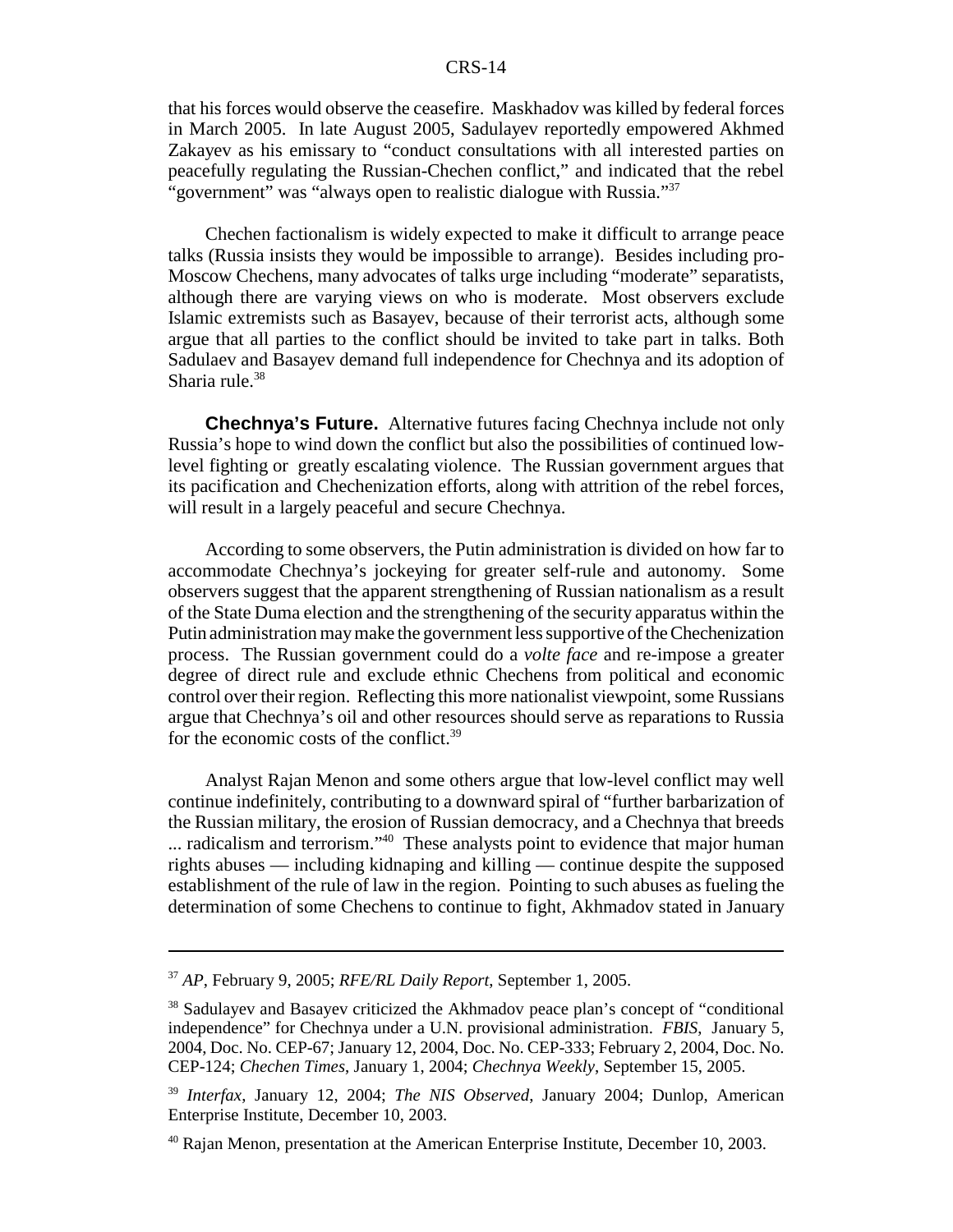that his forces would observe the ceasefire. Maskhadov was killed by federal forces in March 2005. In late August 2005, Sadulayev reportedly empowered Akhmed Zakayev as his emissary to "conduct consultations with all interested parties on peacefully regulating the Russian-Chechen conflict," and indicated that the rebel "government" was "always open to realistic dialogue with Russia."[37]

Chechen factionalism is widely expected to make it difficult to arrange peace talks (Russia insists they would be impossible to arrange). Besides including pro-Moscow Chechens, many advocates of talks urge including "moderate" separatists, although there are varying views on who is moderate. Most observers exclude Islamic extremists such as Basayev, because of their terrorist acts, although some argue that all parties to the conflict should be invited to take part in talks. Both Sadulaev and Basayev demand full independence for Chechnya and its adoption of Sharia rule.[38]

**Chechnya's Future.** Alternative futures facing Chechnya include not only Russia's hope to wind down the conflict but also the possibilities of continued low-level fighting or greatly escalating violence. The Russian government argues that its pacification and Chechenization efforts, along with attrition of the rebel forces, will result in a largely peaceful and secure Chechnya.

According to some observers, the Putin administration is divided on how far to accommodate Chechnya's jockeying for greater self-rule and autonomy. Some observers suggest that the apparent strengthening of Russian nationalism as a result of the State Duma election and the strengthening of the security apparatus within the Putin administration may make the government less supportive of the Chechenization process. The Russian government could do a *volte face* and re-impose a greater degree of direct rule and exclude ethnic Chechens from political and economic control over their region. Reflecting this more nationalist viewpoint, some Russians argue that Chechnya's oil and other resources should serve as reparations to Russia for the economic costs of the conflict.[39]

Analyst Rajan Menon and some others argue that low-level conflict may well continue indefinitely, contributing to a downward spiral of "further barbarization of the Russian military, the erosion of Russian democracy, and a Chechnya that breeds ... radicalism and terrorism."[40] These analysts point to evidence that major human rights abuses — including kidnaping and killing — continue despite the supposed establishment of the rule of law in the region. Pointing to such abuses as fueling the determination of some Chechens to continue to fight, Akhmadov stated in January

---

[37] *AP*, February 9, 2005; *RFE/RL Daily Report*, September 1, 2005.

[38] Sadulayev and Basayev criticized the Akhmadov peace plan's concept of "conditional independence" for Chechnya under a U.N. provisional administration. *FBIS*, January 5, 2004, Doc. No. CEP-67; January 12, 2004, Doc. No. CEP-333; February 2, 2004, Doc. No. CEP-124; *Chechen Times*, January 1, 2004; *Chechnya Weekly*, September 15, 2005.

[39] *Interfax*, January 12, 2004; *The NIS Observed*, January 2004; Dunlop, American Enterprise Institute, December 10, 2003.

[40] Rajan Menon, presentation at the American Enterprise Institute, December 10, 2003.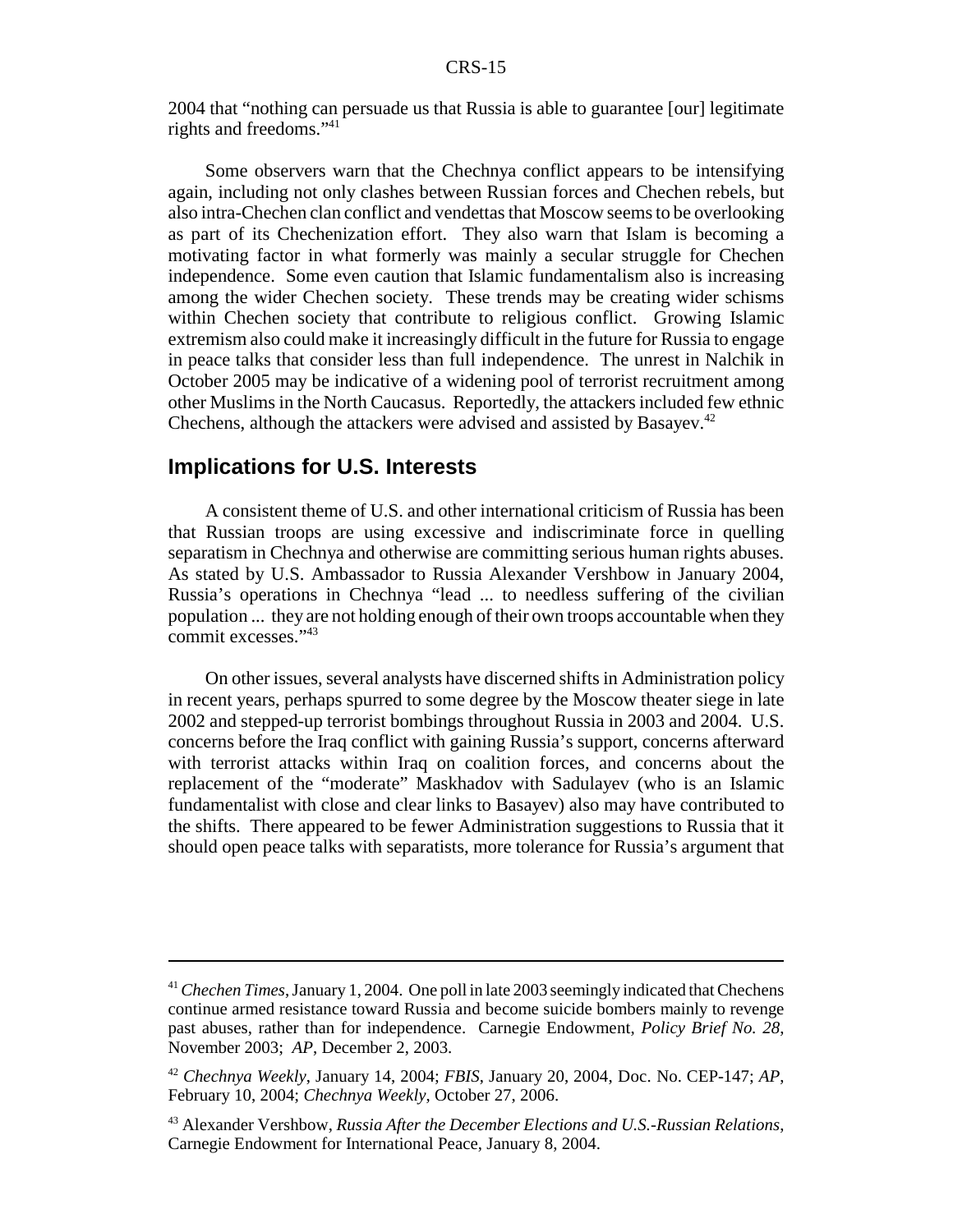2004 that "nothing can persuade us that Russia is able to guarantee [our] legitimate rights and freedoms."[41]

Some observers warn that the Chechnya conflict appears to be intensifying again, including not only clashes between Russian forces and Chechen rebels, but also intra-Chechen clan conflict and vendettas that Moscow seems to be overlooking as part of its Chechenization effort. They also warn that Islam is becoming a motivating factor in what formerly was mainly a secular struggle for Chechen independence. Some even caution that Islamic fundamentalism also is increasing among the wider Chechen society. These trends may be creating wider schisms within Chechen society that contribute to religious conflict. Growing Islamic extremism also could make it increasingly difficult in the future for Russia to engage in peace talks that consider less than full independence. The unrest in Nalchik in October 2005 may be indicative of a widening pool of terrorist recruitment among other Muslims in the North Caucasus. Reportedly, the attackers included few ethnic Chechens, although the attackers were advised and assisted by Basayev.[42]

## Implications for U.S. Interests

A consistent theme of U.S. and other international criticism of Russia has been that Russian troops are using excessive and indiscriminate force in quelling separatism in Chechnya and otherwise are committing serious human rights abuses. As stated by U.S. Ambassador to Russia Alexander Vershbow in January 2004, Russia's operations in Chechnya "lead ... to needless suffering of the civilian population ... they are not holding enough of their own troops accountable when they commit excesses."[43]

On other issues, several analysts have discerned shifts in Administration policy in recent years, perhaps spurred to some degree by the Moscow theater siege in late 2002 and stepped-up terrorist bombings throughout Russia in 2003 and 2004. U.S. concerns before the Iraq conflict with gaining Russia's support, concerns afterward with terrorist attacks within Iraq on coalition forces, and concerns about the replacement of the "moderate" Maskhadov with Sadulayev (who is an Islamic fundamentalist with close and clear links to Basayev) also may have contributed to the shifts. There appeared to be fewer Administration suggestions to Russia that it should open peace talks with separatists, more tolerance for Russia's argument that

---

[41] *Chechen Times*, January 1, 2004. One poll in late 2003 seemingly indicated that Chechens continue armed resistance toward Russia and become suicide bombers mainly to revenge past abuses, rather than for independence. Carnegie Endowment, *Policy Brief No. 28*, November 2003; *AP*, December 2, 2003.

[42] *Chechnya Weekly*, January 14, 2004; *FBIS*, January 20, 2004, Doc. No. CEP-147; *AP*, February 10, 2004; *Chechnya Weekly*, October 27, 2006.

[43] Alexander Vershbow, *Russia After the December Elections and U.S.-Russian Relations*, Carnegie Endowment for International Peace, January 8, 2004.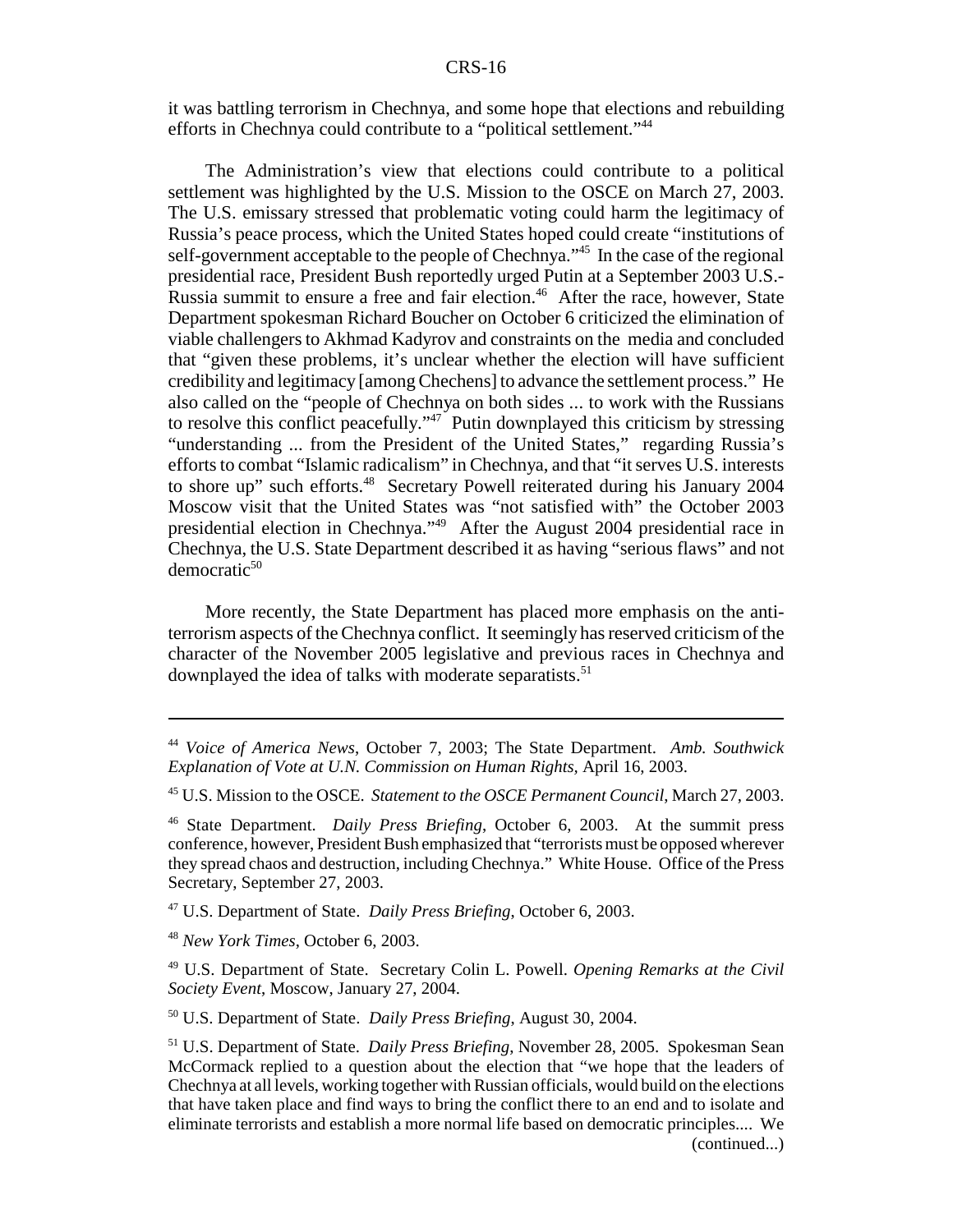it was battling terrorism in Chechnya, and some hope that elections and rebuilding efforts in Chechnya could contribute to a "political settlement."[44]

The Administration's view that elections could contribute to a political settlement was highlighted by the U.S. Mission to the OSCE on March 27, 2003. The U.S. emissary stressed that problematic voting could harm the legitimacy of Russia's peace process, which the United States hoped could create "institutions of self-government acceptable to the people of Chechnya."[45] In the case of the regional presidential race, President Bush reportedly urged Putin at a September 2003 U.S.-Russia summit to ensure a free and fair election.[46] After the race, however, State Department spokesman Richard Boucher on October 6 criticized the elimination of viable challengers to Akhmad Kadyrov and constraints on the media and concluded that "given these problems, it's unclear whether the election will have sufficient credibility and legitimacy [among Chechens] to advance the settlement process." He also called on the "people of Chechnya on both sides ... to work with the Russians to resolve this conflict peacefully."[47] Putin downplayed this criticism by stressing "understanding ... from the President of the United States," regarding Russia's efforts to combat "Islamic radicalism" in Chechnya, and that "it serves U.S. interests to shore up" such efforts.[48] Secretary Powell reiterated during his January 2004 Moscow visit that the United States was "not satisfied with" the October 2003 presidential election in Chechnya."[49] After the August 2004 presidential race in Chechnya, the U.S. State Department described it as having "serious flaws" and not democratic[50]

More recently, the State Department has placed more emphasis on the anti-terrorism aspects of the Chechnya conflict. It seemingly has reserved criticism of the character of the November 2005 legislative and previous races in Chechnya and downplayed the idea of talks with moderate separatists.[51]

---

[44] *Voice of America News*, October 7, 2003; The State Department. *Amb. Southwick Explanation of Vote at U.N. Commission on Human Rights*, April 16, 2003.

[45] U.S. Mission to the OSCE. *Statement to the OSCE Permanent Council*, March 27, 2003.

[46] State Department. *Daily Press Briefing*, October 6, 2003. At the summit press conference, however, President Bush emphasized that "terrorists must be opposed wherever they spread chaos and destruction, including Chechnya." White House. Office of the Press Secretary, September 27, 2003.

[47] U.S. Department of State. *Daily Press Briefing*, October 6, 2003.

[48] *New York Times*, October 6, 2003.

[49] U.S. Department of State. Secretary Colin L. Powell. *Opening Remarks at the Civil Society Event*, Moscow, January 27, 2004.

[50] U.S. Department of State. *Daily Press Briefing*, August 30, 2004.

[51] U.S. Department of State. *Daily Press Briefing*, November 28, 2005. Spokesman Sean McCormack replied to a question about the election that "we hope that the leaders of Chechnya at all levels, working together with Russian officials, would build on the elections that have taken place and find ways to bring the conflict there to an end and to isolate and eliminate terrorists and establish a more normal life based on democratic principles.... We (continued...)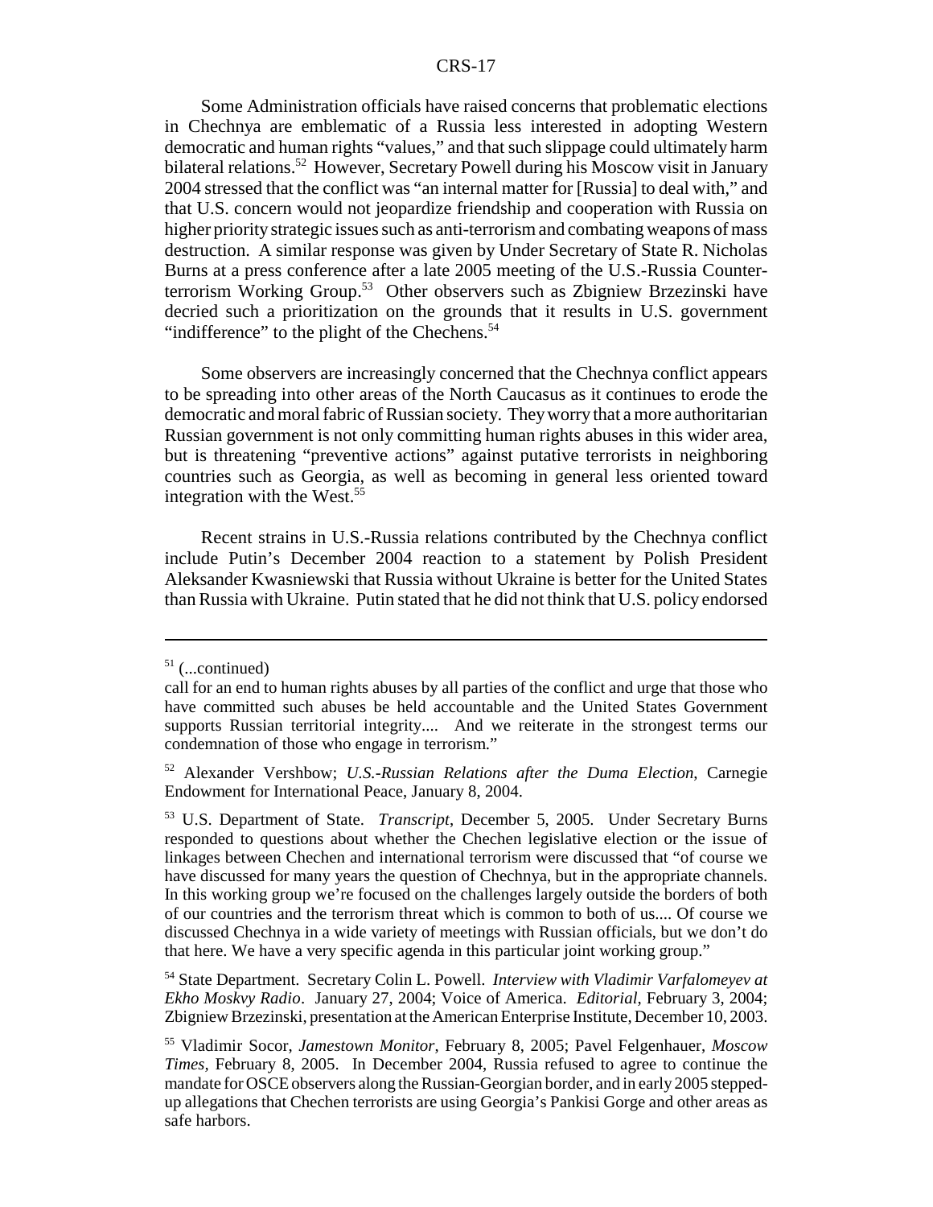Some Administration officials have raised concerns that problematic elections in Chechnya are emblematic of a Russia less interested in adopting Western democratic and human rights "values," and that such slippage could ultimately harm bilateral relations.[52] However, Secretary Powell during his Moscow visit in January 2004 stressed that the conflict was "an internal matter for [Russia] to deal with," and that U.S. concern would not jeopardize friendship and cooperation with Russia on higher priority strategic issues such as anti-terrorism and combating weapons of mass destruction. A similar response was given by Under Secretary of State R. Nicholas Burns at a press conference after a late 2005 meeting of the U.S.-Russia Counter-terrorism Working Group.[53] Other observers such as Zbigniew Brzezinski have decried such a prioritization on the grounds that it results in U.S. government "indifference" to the plight of the Chechens.[54]

Some observers are increasingly concerned that the Chechnya conflict appears to be spreading into other areas of the North Caucasus as it continues to erode the democratic and moral fabric of Russian society. They worry that a more authoritarian Russian government is not only committing human rights abuses in this wider area, but is threatening "preventive actions" against putative terrorists in neighboring countries such as Georgia, as well as becoming in general less oriented toward integration with the West.[55]

Recent strains in U.S.-Russia relations contributed by the Chechnya conflict include Putin's December 2004 reaction to a statement by Polish President Aleksander Kwasniewski that Russia without Ukraine is better for the United States than Russia with Ukraine. Putin stated that he did not think that U.S. policy endorsed

---

[51] (...continued)
call for an end to human rights abuses by all parties of the conflict and urge that those who have committed such abuses be held accountable and the United States Government supports Russian territorial integrity.... And we reiterate in the strongest terms our condemnation of those who engage in terrorism."

[52] Alexander Vershbow; *U.S.-Russian Relations after the Duma Election*, Carnegie Endowment for International Peace, January 8, 2004.

[53] U.S. Department of State. *Transcript*, December 5, 2005. Under Secretary Burns responded to questions about whether the Chechen legislative election or the issue of linkages between Chechen and international terrorism were discussed that "of course we have discussed for many years the question of Chechnya, but in the appropriate channels. In this working group we're focused on the challenges largely outside the borders of both of our countries and the terrorism threat which is common to both of us.... Of course we discussed Chechnya in a wide variety of meetings with Russian officials, but we don't do that here. We have a very specific agenda in this particular joint working group."

[54] State Department. Secretary Colin L. Powell. *Interview with Vladimir Varfalomeyev at Ekho Moskvy Radio*. January 27, 2004; Voice of America. *Editorial*, February 3, 2004; Zbigniew Brzezinski, presentation at the American Enterprise Institute, December 10, 2003.

[55] Vladimir Socor, *Jamestown Monitor*, February 8, 2005; Pavel Felgenhauer, *Moscow Times*, February 8, 2005. In December 2004, Russia refused to agree to continue the mandate for OSCE observers along the Russian-Georgian border, and in early 2005 stepped-up allegations that Chechen terrorists are using Georgia's Pankisi Gorge and other areas as safe harbors.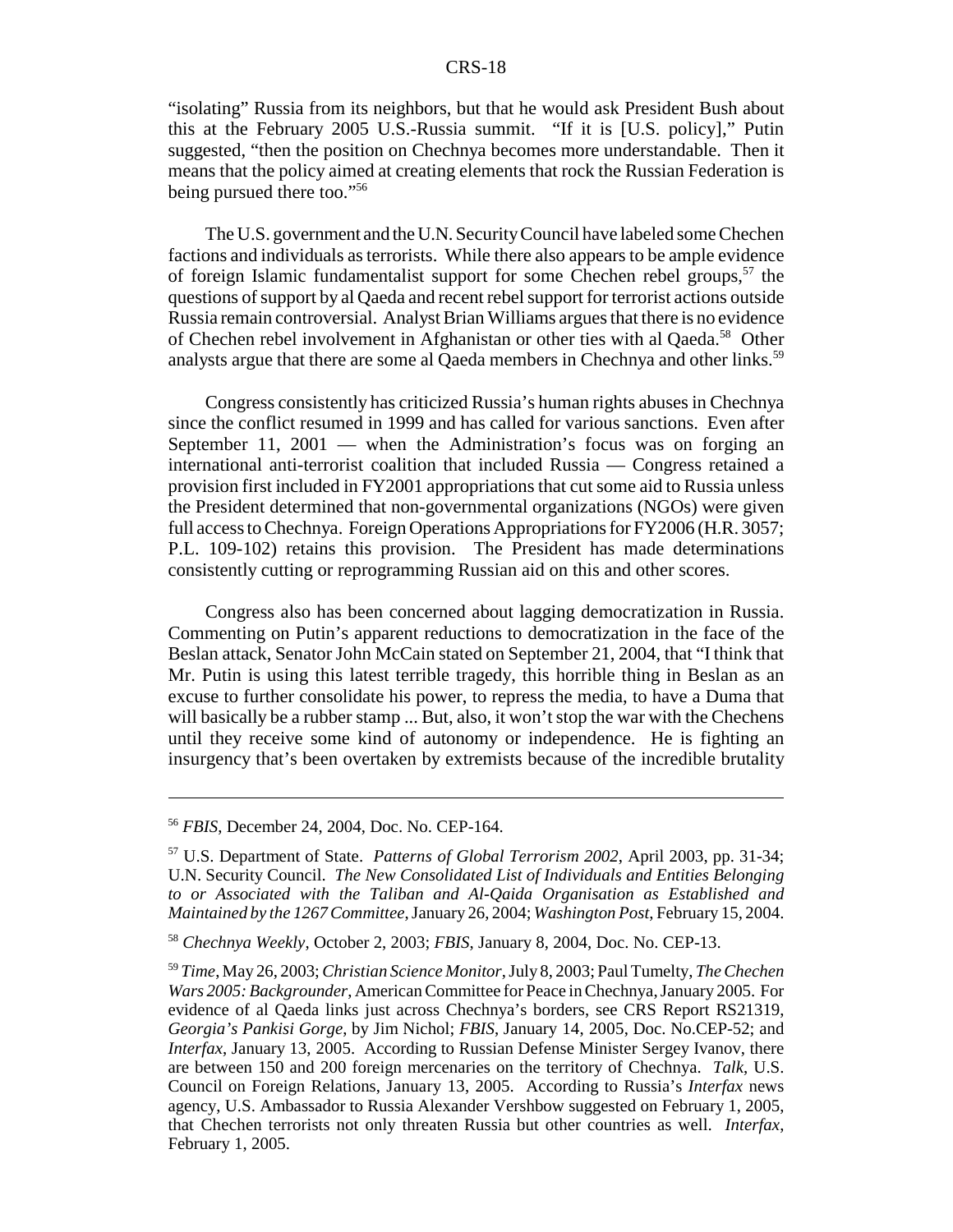"isolating" Russia from its neighbors, but that he would ask President Bush about this at the February 2005 U.S.-Russia summit. "If it is [U.S. policy]," Putin suggested, "then the position on Chechnya becomes more understandable. Then it means that the policy aimed at creating elements that rock the Russian Federation is being pursued there too."[56]

The U.S. government and the U.N. Security Council have labeled some Chechen factions and individuals as terrorists. While there also appears to be ample evidence of foreign Islamic fundamentalist support for some Chechen rebel groups,[57] the questions of support by al Qaeda and recent rebel support for terrorist actions outside Russia remain controversial. Analyst Brian Williams argues that there is no evidence of Chechen rebel involvement in Afghanistan or other ties with al Qaeda.[58] Other analysts argue that there are some al Qaeda members in Chechnya and other links.[59]

Congress consistently has criticized Russia's human rights abuses in Chechnya since the conflict resumed in 1999 and has called for various sanctions. Even after September 11, 2001 — when the Administration's focus was on forging an international anti-terrorist coalition that included Russia — Congress retained a provision first included in FY2001 appropriations that cut some aid to Russia unless the President determined that non-governmental organizations (NGOs) were given full access to Chechnya. Foreign Operations Appropriations for FY2006 (H.R. 3057; P.L. 109-102) retains this provision. The President has made determinations consistently cutting or reprogramming Russian aid on this and other scores.

Congress also has been concerned about lagging democratization in Russia. Commenting on Putin's apparent reductions to democratization in the face of the Beslan attack, Senator John McCain stated on September 21, 2004, that "I think that Mr. Putin is using this latest terrible tragedy, this horrible thing in Beslan as an excuse to further consolidate his power, to repress the media, to have a Duma that will basically be a rubber stamp ... But, also, it won't stop the war with the Chechens until they receive some kind of ... autonomy or independence. He is fighting an insurgency that's been overtaken by extremists because of the incredible brutality

---

[56] *FBIS*, December 24, 2004, Doc. No. CEP-164.

[57] U.S. Department of State. *Patterns of Global Terrorism 2002*, April 2003, pp. 31-34; U.N. Security Council. *The New Consolidated List of Individuals and Entities Belonging to or Associated with the Taliban and Al-Qaida Organisation as Established and Maintained by the 1267 Committee*, January 26, 2004; *Washington Post*, February 15, 2004.

[58] *Chechnya Weekly*, October 2, 2003; *FBIS*, January 8, 2004, Doc. No. CEP-13.

[59] *Time*, May 26, 2003; *Christian Science Monitor*, July 8, 2003; Paul Tumelty, *The Chechen Wars 2005: Backgrounder*, American Committee for Peace in Chechnya, January 2005. For evidence of al Qaeda links just across Chechnya's borders, see CRS Report RS21319, *Georgia's Pankisi Gorge*, by Jim Nichol; *FBIS*, January 14, 2005, Doc. No.CEP-52; and *Interfax*, January 13, 2005. According to Russian Defense Minister Sergey Ivanov, there are between 150 and 200 foreign mercenaries on the territory of Chechnya. *Talk*, U.S. Council on Foreign Relations, January 13, 2005. According to Russia's *Interfax* news agency, U.S. Ambassador to Russia Alexander Vershbow suggested on February 1, 2005, that Chechen terrorists not only threaten Russia but other countries as well. *Interfax*, February 1, 2005.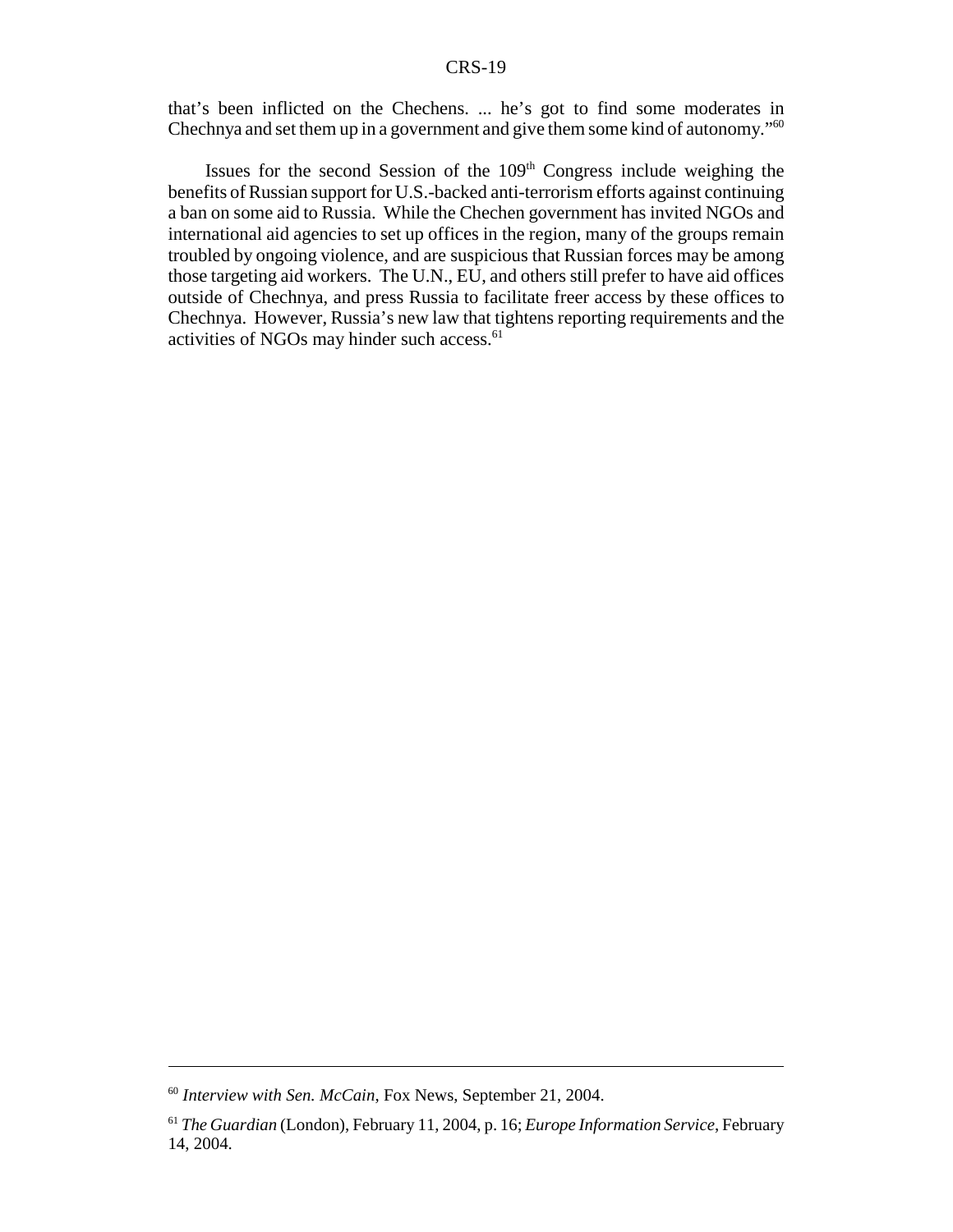that's been inflicted on the Chechens. ... he's got to find some moderates in Chechnya and set them up in a government and give them some kind of autonomy."[60]

Issues for the second Session of the 109th Congress include weighing the benefits of Russian support for U.S.-backed anti-terrorism efforts against continuing a ban on some aid to Russia. While the Chechen government has invited NGOs and international aid agencies to set up offices in the region, many of the groups remain troubled by ongoing violence, and are suspicious that Russian forces may be among those targeting aid workers. The U.N., EU, and others still prefer to have aid offices outside of Chechnya, and press Russia to facilitate freer access by these offices to Chechnya. However, Russia's new law that tightens reporting requirements and the activities of NGOs may hinder such access.[61]

---

[60] *Interview with Sen. McCain*, Fox News, September 21, 2004.

[61] *The Guardian* (London), February 11, 2004, p. 16; *Europe Information Service*, February 14, 2004.